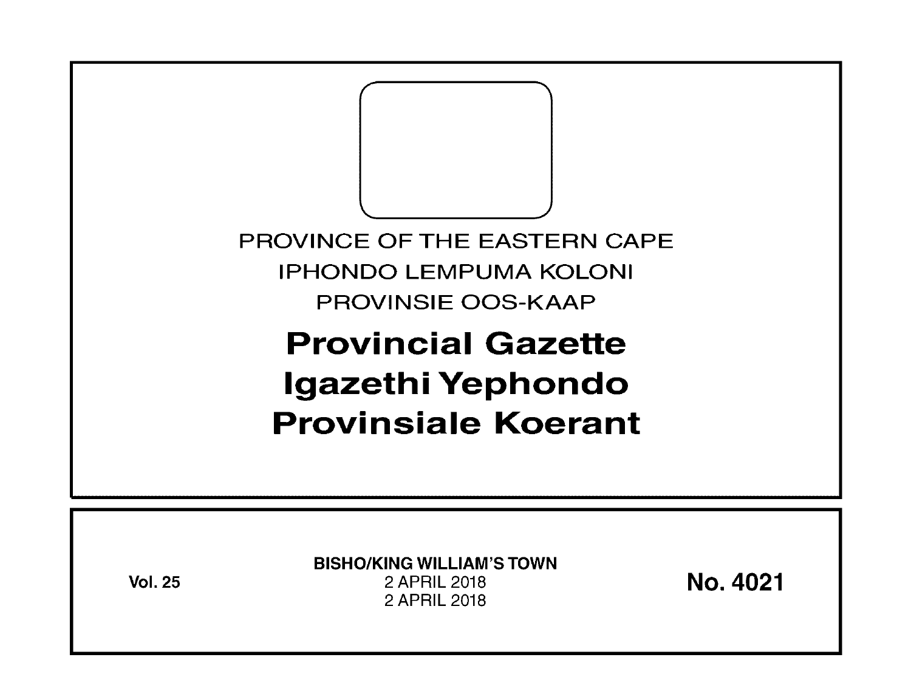PROVINCE OF THE EASTERN CAPE
IPHONDO LEMPUMA KOLONI
PROVINSIE OOS-KAAP

# Provincial Gazette
# Igazethi Yephondo
# Provinsiale Koerant

**Vol. 25**

**BISHO/KING WILLIAM'S TOWN**
2 APRIL 2018
2 APRIL 2018

**No. 4021**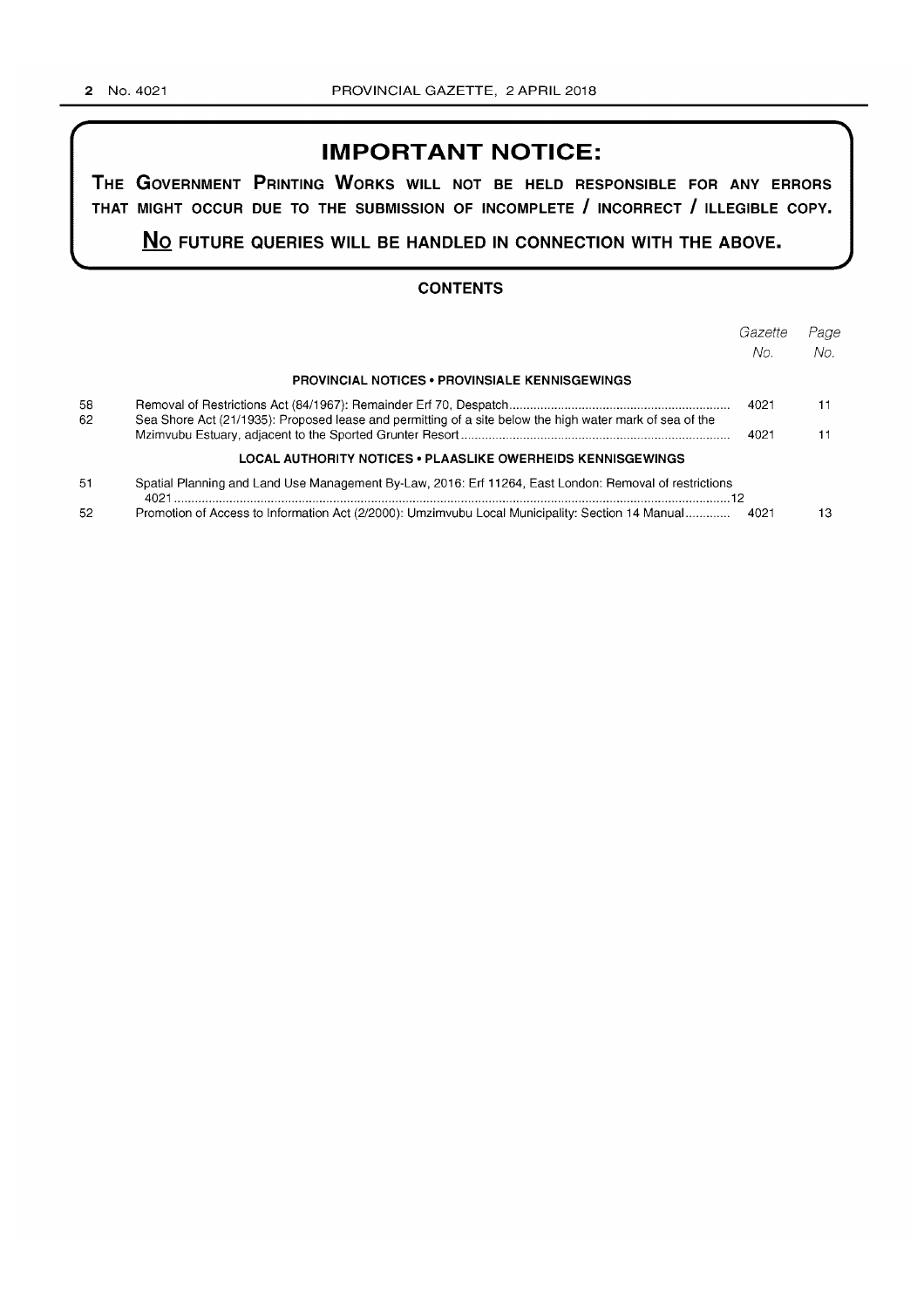# IMPORTANT NOTICE:

**THE GOVERNMENT PRINTING WORKS WILL NOT BE HELD RESPONSIBLE FOR ANY ERRORS THAT MIGHT OCCUR DUE TO THE SUBMISSION OF INCOMPLETE / INCORRECT / ILLEGIBLE COPY.**

**NO FUTURE QUERIES WILL BE HANDLED IN CONNECTION WITH THE ABOVE.**

## CONTENTS

| | | *Gazette No.* | *Page No.* |
|---|---|---|---|
| | **PROVINCIAL NOTICES • PROVINSIALE KENNISGEWINGS** | | |
| 58 | Removal of Restrictions Act (84/1967): Remainder Erf 70, Despatch | 4021 | 11 |
| 62 | Sea Shore Act (21/1935): Proposed lease and permitting of a site below the high water mark of sea of the Mzimvubu Estuary, adjacent to the Sported Grunter Resort | 4021 | 11 |
| | **LOCAL AUTHORITY NOTICES • PLAASLIKE OWERHEIDS KENNISGEWINGS** | | |
| 51 | Spatial Planning and Land Use Management By-Law, 2016: Erf 11264, East London: Removal of restrictions | 4021 | 12 |
| 52 | Promotion of Access to Information Act (2/2000): Umzimvubu Local Municipality: Section 14 Manual | 4021 | 13 |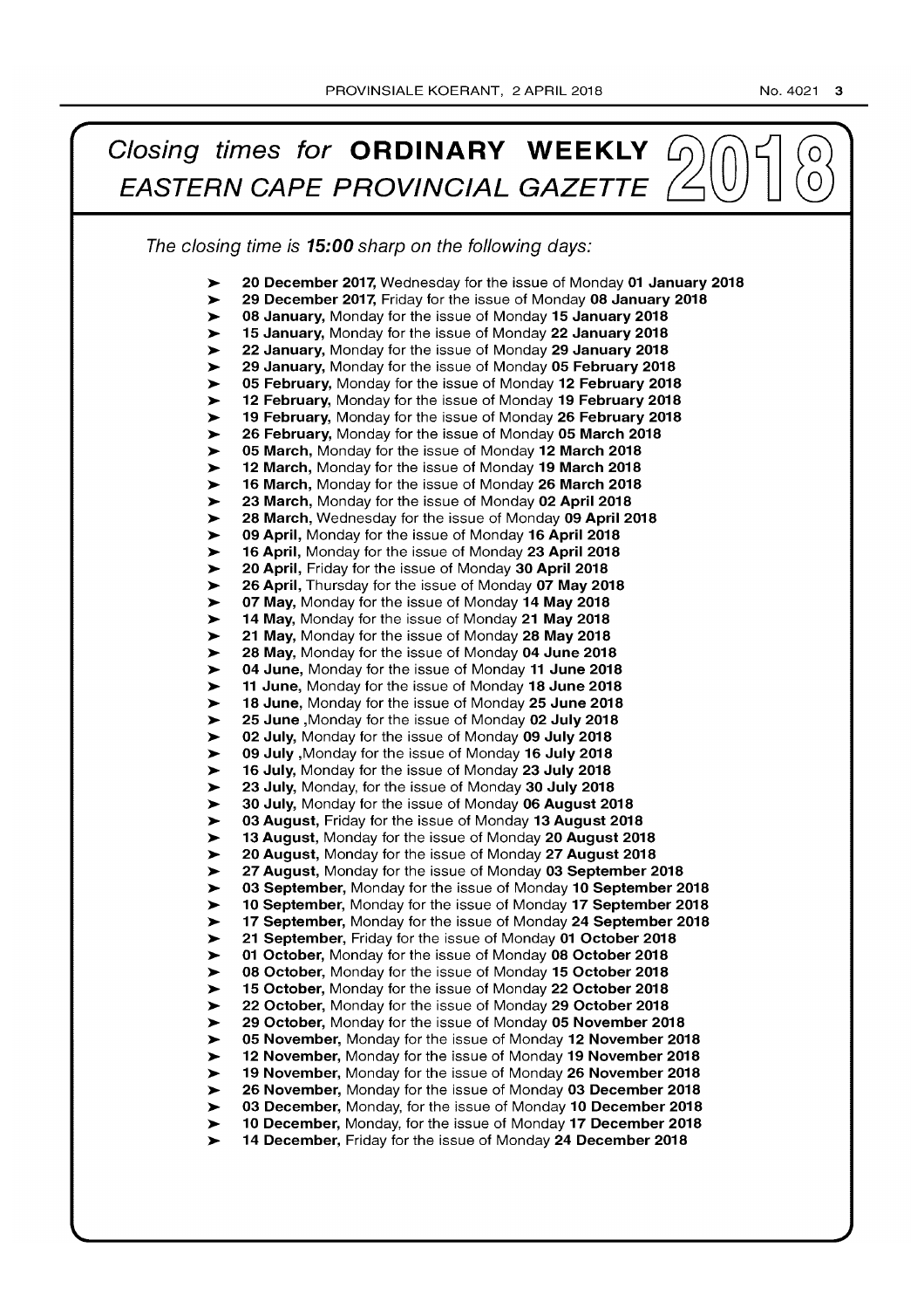# *Closing times for* **ORDINARY WEEKLY** *EASTERN CAPE PROVINCIAL GAZETTE* 2018

*The closing time is* ***15:00*** *sharp on the following days:*

- **20 December 2017,** Wednesday for the issue of Monday **01 January 2018**
- **29 December 2017,** Friday for the issue of Monday **08 January 2018**
- **08 January,** Monday for the issue of Monday **15 January 2018**
- **15 January,** Monday for the issue of Monday **22 January 2018**
- **22 January,** Monday for the issue of Monday **29 January 2018**
- **29 January,** Monday for the issue of Monday **05 February 2018**
- **05 February,** Monday for the issue of Monday **12 February 2018**
- **12 February,** Monday for the issue of Monday **19 February 2018**
- **19 February,** Monday for the issue of Monday **26 February 2018**
- **26 February,** Monday for the issue of Monday **05 March 2018**
- **05 March,** Monday for the issue of Monday **12 March 2018**
- **12 March,** Monday for the issue of Monday **19 March 2018**
- **16 March,** Monday for the issue of Monday **26 March 2018**
- **23 March,** Monday for the issue of Monday **02 April 2018**
- **28 March,** Wednesday for the issue of Monday **09 April 2018**
- **09 April,** Monday for the issue of Monday **16 April 2018**
- **16 April,** Monday for the issue of Monday **23 April 2018**
- **20 April,** Friday for the issue of Monday **30 April 2018**
- **26 April,** Thursday for the issue of Monday **07 May 2018**
- **07 May,** Monday for the issue of Monday **14 May 2018**
- **14 May,** Monday for the issue of Monday **21 May 2018**
- **21 May,** Monday for the issue of Monday **28 May 2018**
- **28 May,** Monday for the issue of Monday **04 June 2018**
- **04 June,** Monday for the issue of Monday **11 June 2018**
- **11 June,** Monday for the issue of Monday **18 June 2018**
- **18 June,** Monday for the issue of Monday **25 June 2018**
- **25 June** ,Monday for the issue of Monday **02 July 2018**
- **02 July,** Monday for the issue of Monday **09 July 2018**
- **09 July** ,Monday for the issue of Monday **16 July 2018**
- **16 July,** Monday for the issue of Monday **23 July 2018**
- **23 July,** Monday, for the issue of Monday **30 July 2018**
- **30 July,** Monday for the issue of Monday **06 August 2018**
- **03 August,** Friday for the issue of Monday **13 August 2018**
- **13 August,** Monday for the issue of Monday **20 August 2018**
- **20 August,** Monday for the issue of Monday **27 August 2018**
- **27 August,** Monday for the issue of Monday **03 September 2018**
- **03 September,** Monday for the issue of Monday **10 September 2018**
- **10 September,** Monday for the issue of Monday **17 September 2018**
- **17 September,** Monday for the issue of Monday **24 September 2018**
- **21 September,** Friday for the issue of Monday **01 October 2018**
- **01 October,** Monday for the issue of Monday **08 October 2018**
- **08 October,** Monday for the issue of Monday **15 October 2018**
- **15 October,** Monday for the issue of Monday **22 October 2018**
- **22 October,** Monday for the issue of Monday **29 October 2018**
- **29 October,** Monday for the issue of Monday **05 November 2018**
- **05 November,** Monday for the issue of Monday **12 November 2018**
- **12 November,** Monday for the issue of Monday **19 November 2018**
- **19 November,** Monday for the issue of Monday **26 November 2018**
- **26 November,** Monday for the issue of Monday **03 December 2018**
- **03 December,** Monday, for the issue of Monday **10 December 2018**
- **10 December,** Monday, for the issue of Monday **17 December 2018**
- **14 December,** Friday for the issue of Monday **24 December 2018**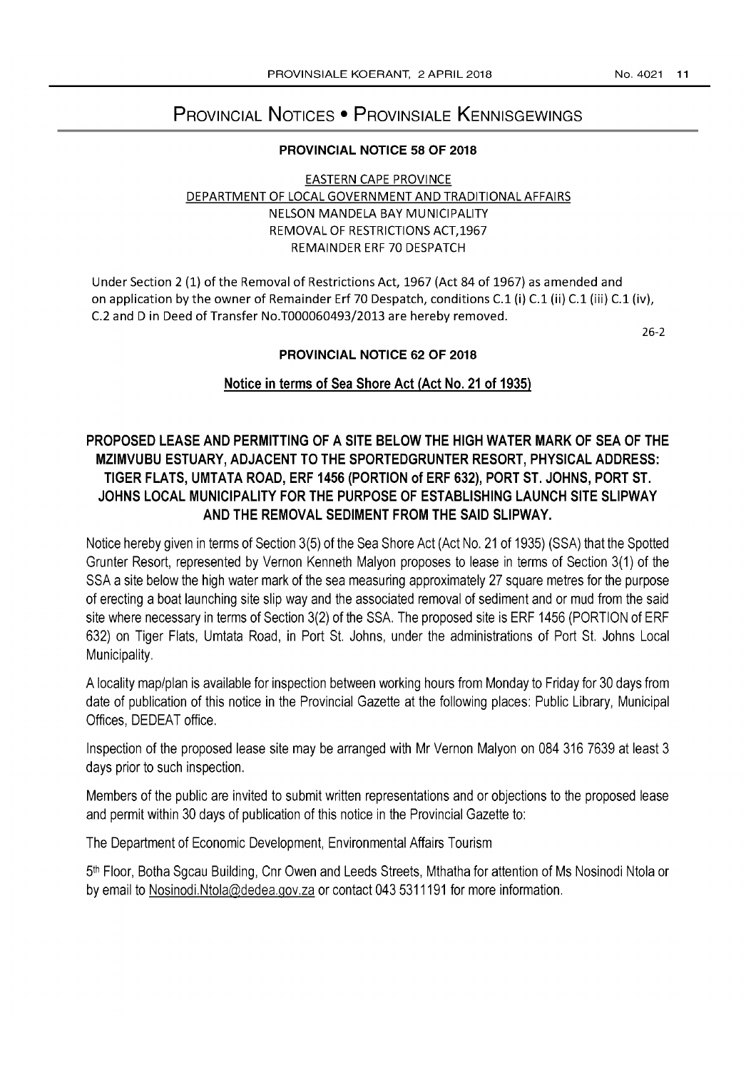# Provincial Notices • Provinsiale Kennisgewings

## PROVINCIAL NOTICE 58 OF 2018

EASTERN CAPE PROVINCE
DEPARTMENT OF LOCAL GOVERNMENT AND TRADITIONAL AFFAIRS
NELSON MANDELA BAY MUNICIPALITY
REMOVAL OF RESTRICTIONS ACT,1967
REMAINDER ERF 70 DESPATCH

Under Section 2 (1) of the Removal of Restrictions Act, 1967 (Act 84 of 1967) as amended and on application by the owner of Remainder Erf 70 Despatch, conditions C.1 (i) C.1 (ii) C.1 (iii) C.1 (iv), C.2 and D in Deed of Transfer No.T000060493/2013 are hereby removed.

26-2

## PROVINCIAL NOTICE 62 OF 2018

**Notice in terms of Sea Shore Act (Act No. 21 of 1935)**

**PROPOSED LEASE AND PERMITTING OF A SITE BELOW THE HIGH WATER MARK OF SEA OF THE MZIMVUBU ESTUARY, ADJACENT TO THE SPORTEDGRUNTER RESORT, PHYSICAL ADDRESS: TIGER FLATS, UMTATA ROAD, ERF 1456 (PORTION of ERF 632), PORT ST. JOHNS, PORT ST. JOHNS LOCAL MUNICIPALITY FOR THE PURPOSE OF ESTABLISHING LAUNCH SITE SLIPWAY AND THE REMOVAL SEDIMENT FROM THE SAID SLIPWAY.**

Notice hereby given in terms of Section 3(5) of the Sea Shore Act (Act No. 21 of 1935) (SSA) that the Spotted Grunter Resort, represented by Vernon Kenneth Malyon proposes to lease in terms of Section 3(1) of the SSA a site below the high water mark of the sea measuring approximately 27 square metres for the purpose of erecting a boat launching site slip way and the associated removal of sediment and or mud from the said site where necessary in terms of Section 3(2) of the SSA. The proposed site is ERF 1456 (PORTION of ERF 632) on Tiger Flats, Umtata Road, in Port St. Johns, under the administrations of Port St. Johns Local Municipality.

A locality map/plan is available for inspection between working hours from Monday to Friday for 30 days from date of publication of this notice in the Provincial Gazette at the following places: Public Library, Municipal Offices, DEDEAT office.

Inspection of the proposed lease site may be arranged with Mr Vernon Malyon on 084 316 7639 at least 3 days prior to such inspection.

Members of the public are invited to submit written representations and or objections to the proposed lease and permit within 30 days of publication of this notice in the Provincial Gazette to:

The Department of Economic Development, Environmental Affairs Tourism

5th Floor, Botha Sgcau Building, Cnr Owen and Leeds Streets, Mthatha for attention of Ms Nosinodi Ntola or by email to Nosinodi.Ntola@dedea.gov.za or contact 043 5311191 for more information.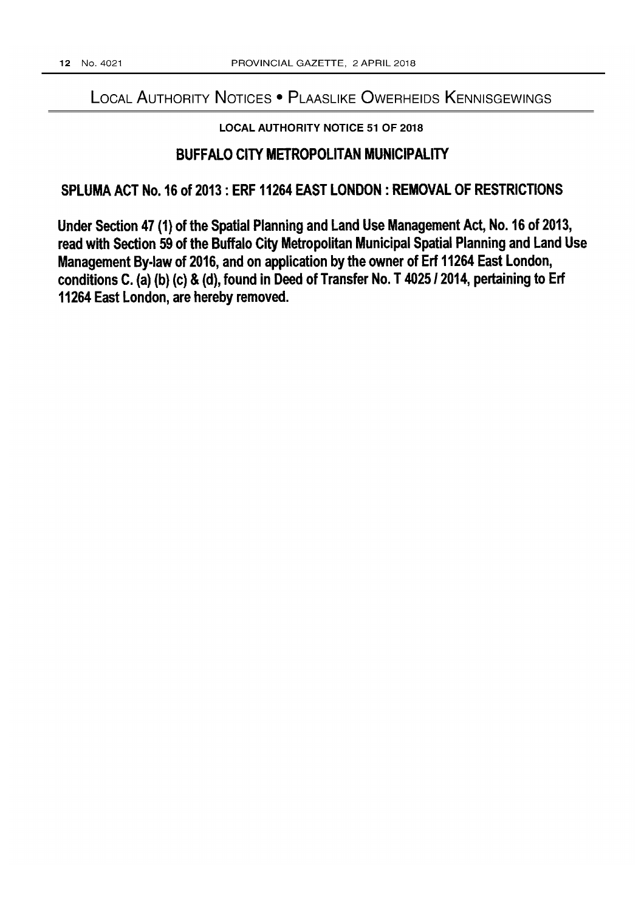## Local Authority Notices • Plaaslike Owerheids Kennisgewings

**LOCAL AUTHORITY NOTICE 51 OF 2018**

### BUFFALO CITY METROPOLITAN MUNICIPALITY

### SPLUMA ACT No. 16 of 2013 : ERF 11264 EAST LONDON : REMOVAL OF RESTRICTIONS

**Under Section 47 (1) of the Spatial Planning and Land Use Management Act, No. 16 of 2013, read with Section 59 of the Buffalo City Metropolitan Municipal Spatial Planning and Land Use Management By-law of 2016, and on application by the owner of Erf 11264 East London, conditions C. (a) (b) (c) & (d), found in Deed of Transfer No. T 4025 / 2014, pertaining to Erf 11264 East London, are hereby removed.**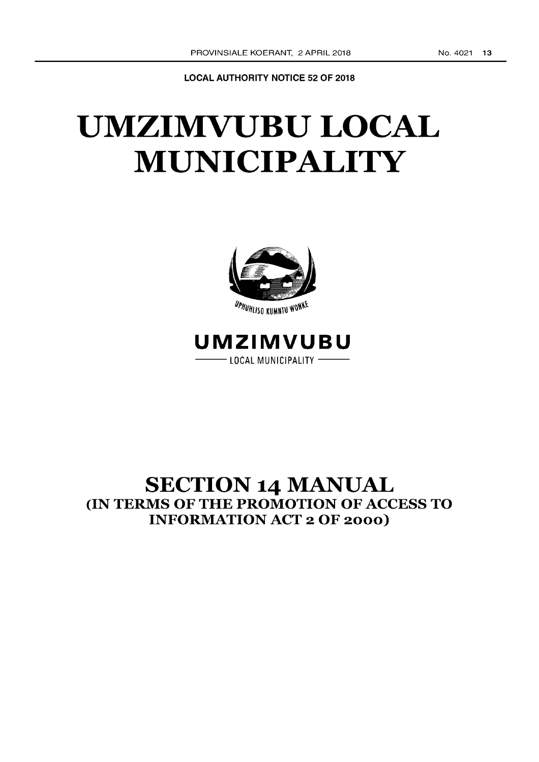**LOCAL AUTHORITY NOTICE 52 OF 2018**

# UMZIMVUBU LOCAL MUNICIPALITY

UPHUHLISO KUMNTU WONKE

UMZIMVUBU

LOCAL MUNICIPALITY

# SECTION 14 MANUAL

## (IN TERMS OF THE PROMOTION OF ACCESS TO INFORMATION ACT 2 OF 2000)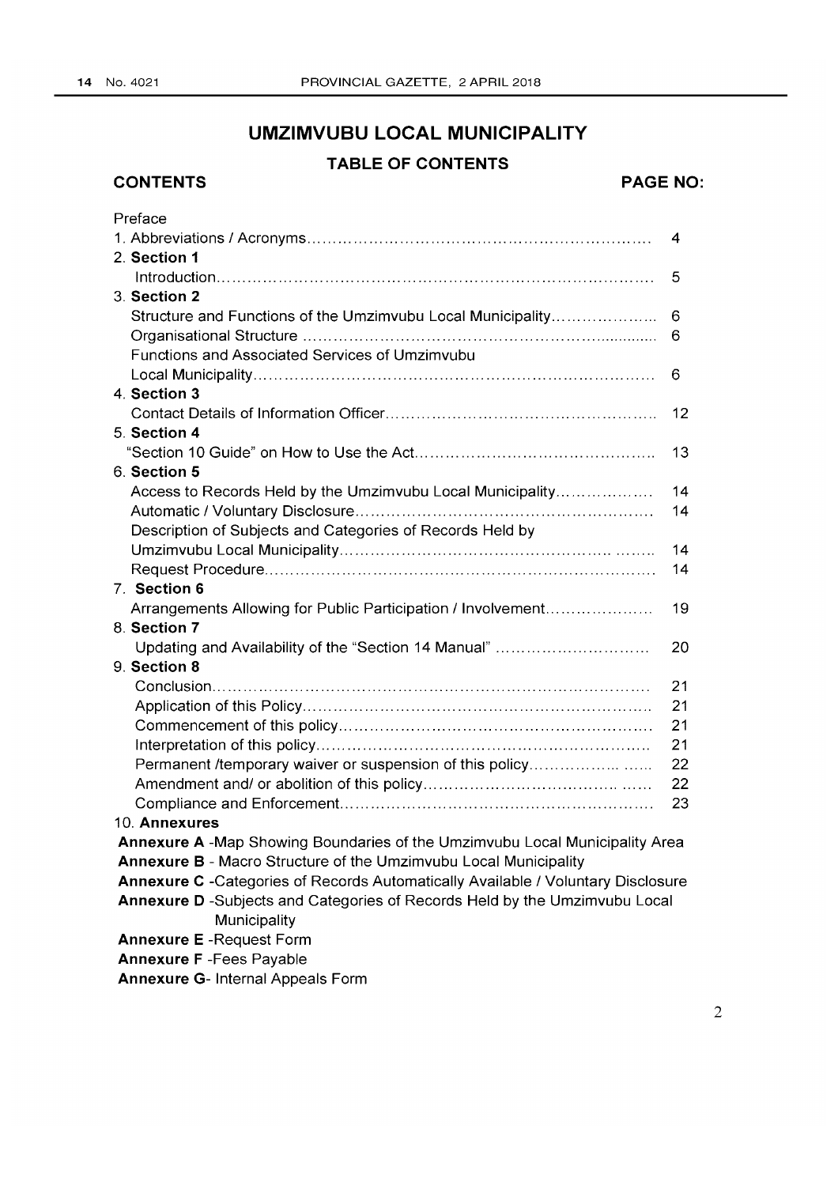# UMZIMVUBU LOCAL MUNICIPALITY

## TABLE OF CONTENTS

| CONTENTS | PAGE NO: |
|---|---|
| Preface | |
| 1. Abbreviations / Acronyms | 4 |
| 2. **Section 1** | |
| Introduction | 5 |
| 3. **Section 2** | |
| Structure and Functions of the Umzimvubu Local Municipality | 6 |
| Organisational Structure | 6 |
| Functions and Associated Services of Umzimvubu Local Municipality | 6 |
| 4. **Section 3** | |
| Contact Details of Information Officer | 12 |
| 5. **Section 4** | |
| "Section 10 Guide" on How to Use the Act | 13 |
| 6. **Section 5** | |
| Access to Records Held by the Umzimvubu Local Municipality | 14 |
| Automatic / Voluntary Disclosure | 14 |
| Description of Subjects and Categories of Records Held by Umzimvubu Local Municipality | 14 |
| Request Procedure | 14 |
| 7. **Section 6** | |
| Arrangements Allowing for Public Participation / Involvement | 19 |
| 8. **Section 7** | |
| Updating and Availability of the "Section 14 Manual" | 20 |
| 9. **Section 8** | |
| Conclusion | 21 |
| Application of this Policy | 21 |
| Commencement of this policy | 21 |
| Interpretation of this policy | 21 |
| Permanent /temporary waiver or suspension of this policy | 22 |
| Amendment and/ or abolition of this policy | 22 |
| Compliance and Enforcement | 23 |

10. **Annexures**

**Annexure A** -Map Showing Boundaries of the Umzimvubu Local Municipality Area

**Annexure B** - Macro Structure of the Umzimvubu Local Municipality

**Annexure C** -Categories of Records Automatically Available / Voluntary Disclosure

**Annexure D** -Subjects and Categories of Records Held by the Umzimvubu Local Municipality

**Annexure E** -Request Form

**Annexure F** -Fees Payable

**Annexure G**- Internal Appeals Form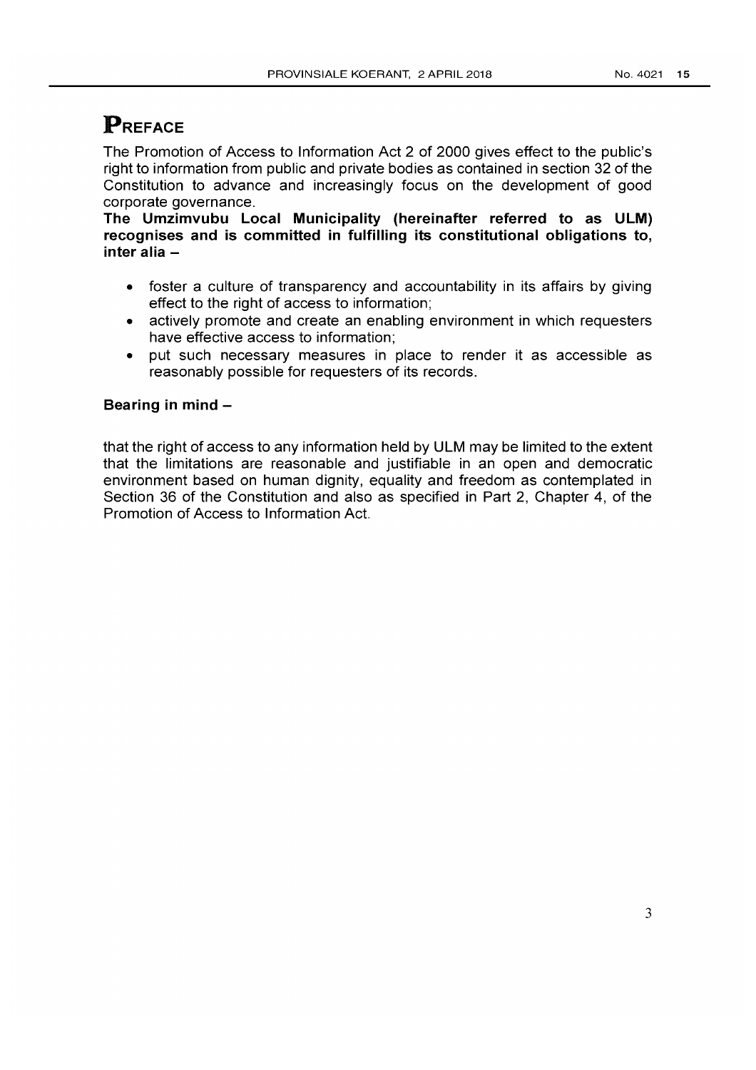# PREFACE

The Promotion of Access to Information Act 2 of 2000 gives effect to the public's right to information from public and private bodies as contained in section 32 of the Constitution to advance and increasingly focus on the development of good corporate governance.

**The Umzimvubu Local Municipality (hereinafter referred to as ULM) recognises and is committed in fulfilling its constitutional obligations to, inter alia –**

- foster a culture of transparency and accountability in its affairs by giving effect to the right of access to information;
- actively promote and create an enabling environment in which requesters have effective access to information;
- put such necessary measures in place to render it as accessible as reasonably possible for requesters of its records.

**Bearing in mind –**

that the right of access to any information held by ULM may be limited to the extent that the limitations are reasonable and justifiable in an open and democratic environment based on human dignity, equality and freedom as contemplated in Section 36 of the Constitution and also as specified in Part 2, Chapter 4, of the Promotion of Access to Information Act.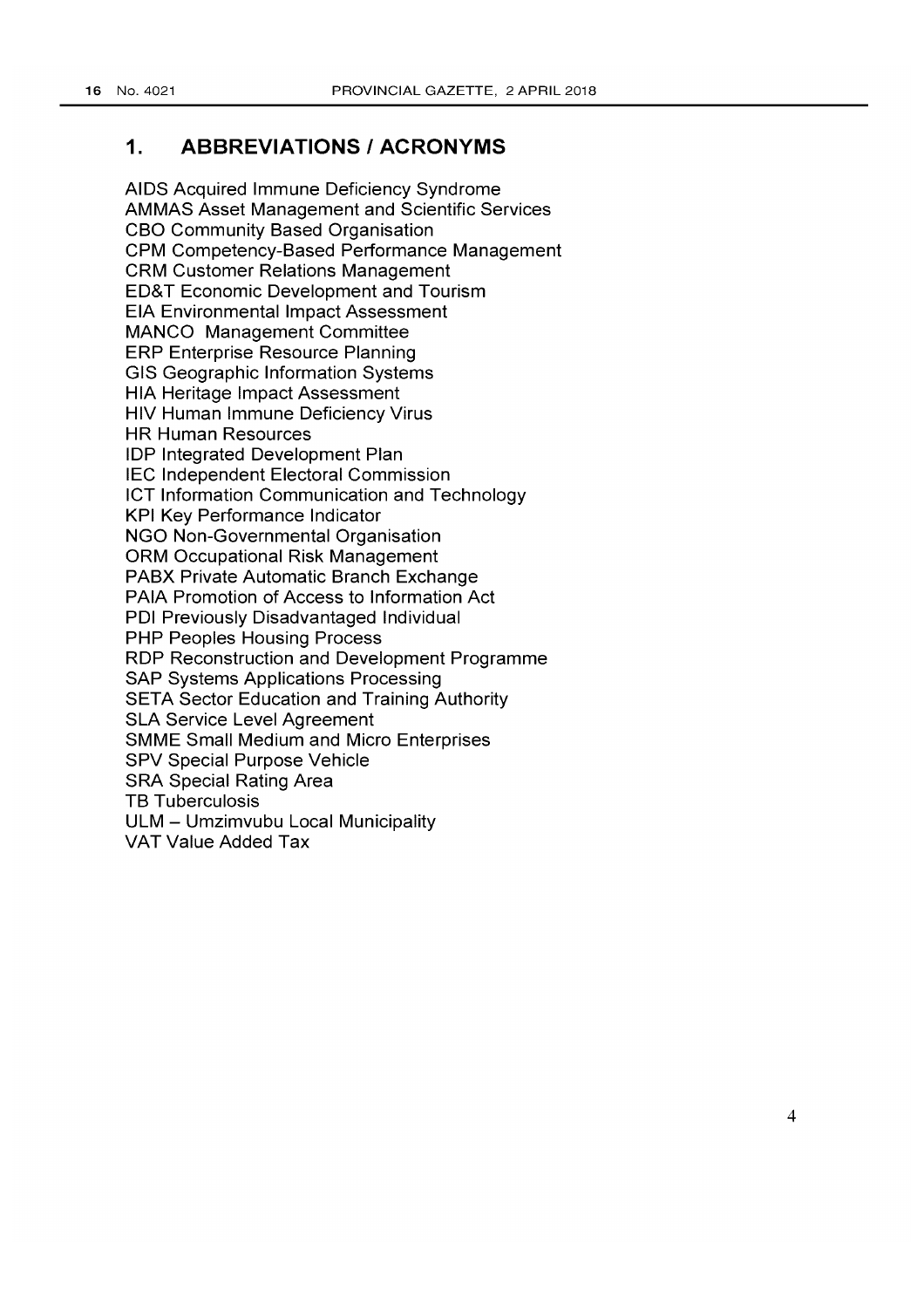## 1. ABBREVIATIONS / ACRONYMS

AIDS Acquired Immune Deficiency Syndrome
AMMAS Asset Management and Scientific Services
CBO Community Based Organisation
CPM Competency-Based Performance Management
CRM Customer Relations Management
ED&T Economic Development and Tourism
EIA Environmental Impact Assessment
MANCO Management Committee
ERP Enterprise Resource Planning
GIS Geographic Information Systems
HIA Heritage Impact Assessment
HIV Human Immune Deficiency Virus
HR Human Resources
IDP Integrated Development Plan
IEC Independent Electoral Commission
ICT Information Communication and Technology
KPI Key Performance Indicator
NGO Non-Governmental Organisation
ORM Occupational Risk Management
PABX Private Automatic Branch Exchange
PAIA Promotion of Access to Information Act
PDI Previously Disadvantaged Individual
PHP Peoples Housing Process
RDP Reconstruction and Development Programme
SAP Systems Applications Processing
SETA Sector Education and Training Authority
SLA Service Level Agreement
SMME Small Medium and Micro Enterprises
SPV Special Purpose Vehicle
SRA Special Rating Area
TB Tuberculosis
ULM – Umzimvubu Local Municipality
VAT Value Added Tax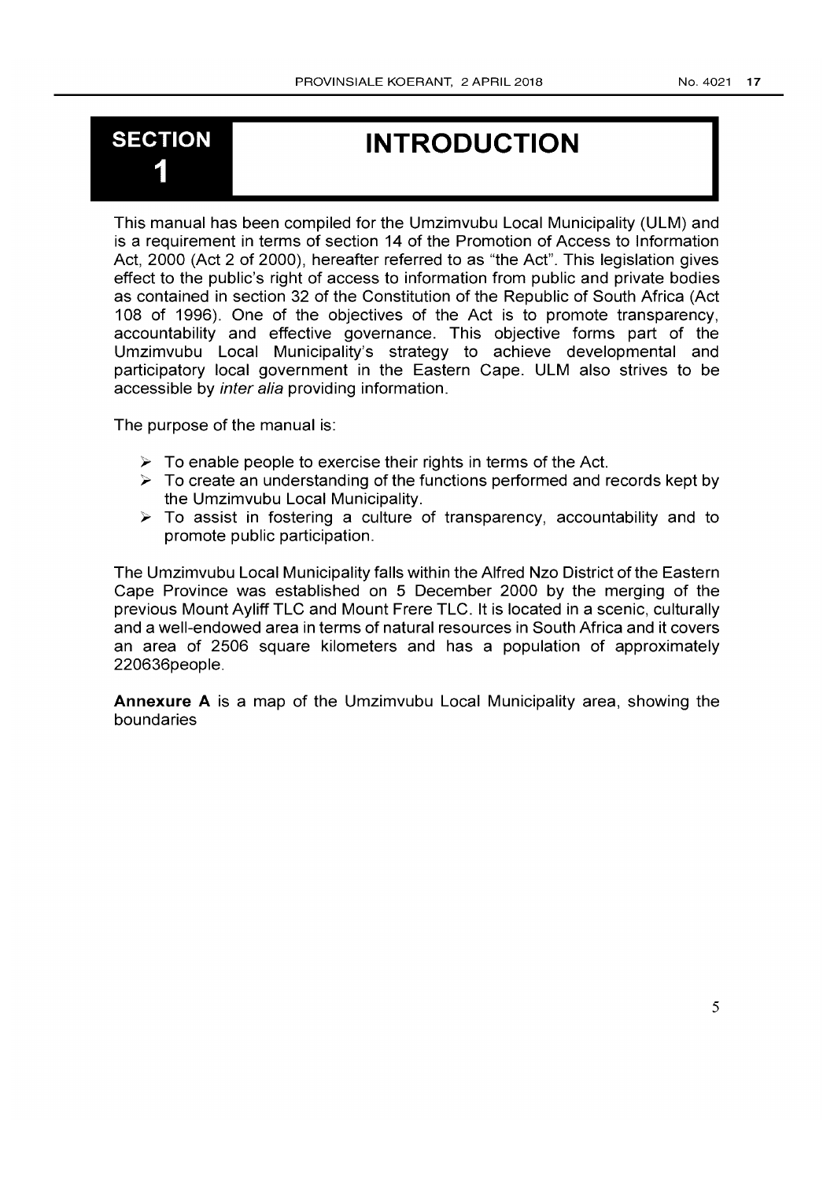# SECTION 1 INTRODUCTION

This manual has been compiled for the Umzimvubu Local Municipality (ULM) and is a requirement in terms of section 14 of the Promotion of Access to Information Act, 2000 (Act 2 of 2000), hereafter referred to as "the Act". This legislation gives effect to the public's right of access to information from public and private bodies as contained in section 32 of the Constitution of the Republic of South Africa (Act 108 of 1996). One of the objectives of the Act is to promote transparency, accountability and effective governance. This objective forms part of the Umzimvubu Local Municipality's strategy to achieve developmental and participatory local government in the Eastern Cape. ULM also strives to be accessible by *inter alia* providing information.

The purpose of the manual is:

- To enable people to exercise their rights in terms of the Act.
- To create an understanding of the functions performed and records kept by the Umzimvubu Local Municipality.
- To assist in fostering a culture of transparency, accountability and to promote public participation.

The Umzimvubu Local Municipality falls within the Alfred Nzo District of the Eastern Cape Province was established on 5 December 2000 by the merging of the previous Mount Ayliff TLC and Mount Frere TLC. It is located in a scenic, culturally and a well-endowed area in terms of natural resources in South Africa and it covers an area of 2506 square kilometers and has a population of approximately 220636people.

**Annexure A** is a map of the Umzimvubu Local Municipality area, showing the boundaries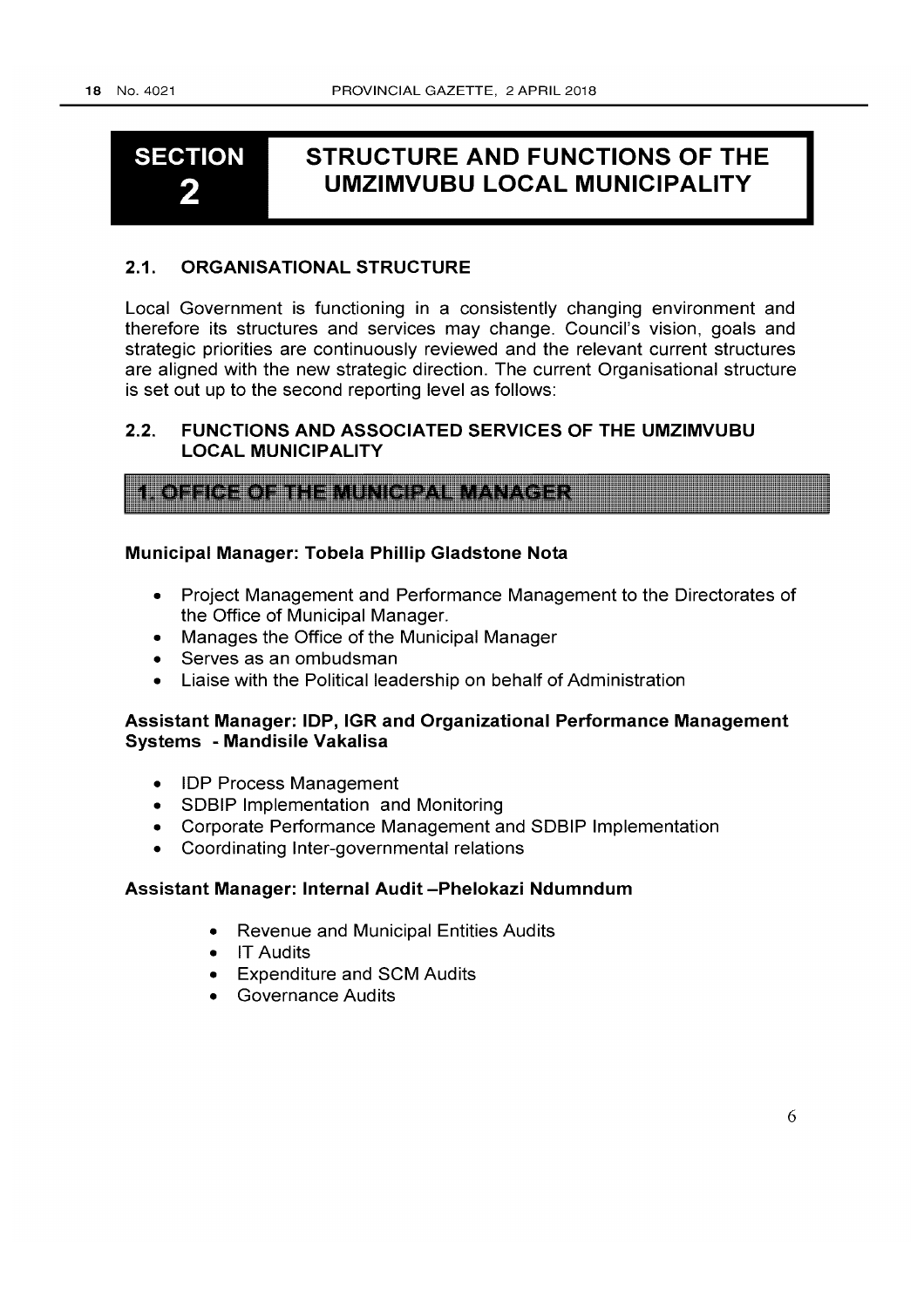# SECTION 2 STRUCTURE AND FUNCTIONS OF THE UMZIMVUBU LOCAL MUNICIPALITY

## 2.1. ORGANISATIONAL STRUCTURE

Local Government is functioning in a consistently changing environment and therefore its structures and services may change. Council's vision, goals and strategic priorities are continuously reviewed and the relevant current structures are aligned with the new strategic direction. The current Organisational structure is set out up to the second reporting level as follows:

## 2.2. FUNCTIONS AND ASSOCIATED SERVICES OF THE UMZIMVUBU LOCAL MUNICIPALITY

### 1. OFFICE OF THE MUNICIPAL MANAGER

**Municipal Manager: Tobela Phillip Gladstone Nota**

- Project Management and Performance Management to the Directorates of the Office of Municipal Manager.
- Manages the Office of the Municipal Manager
- Serves as an ombudsman
- Liaise with the Political leadership on behalf of Administration

**Assistant Manager: IDP, IGR and Organizational Performance Management Systems - Mandisile Vakalisa**

- IDP Process Management
- SDBIP Implementation and Monitoring
- Corporate Performance Management and SDBIP Implementation
- Coordinating Inter-governmental relations

**Assistant Manager: Internal Audit –Phelokazi Ndumndum**

- Revenue and Municipal Entities Audits
- IT Audits
- Expenditure and SCM Audits
- Governance Audits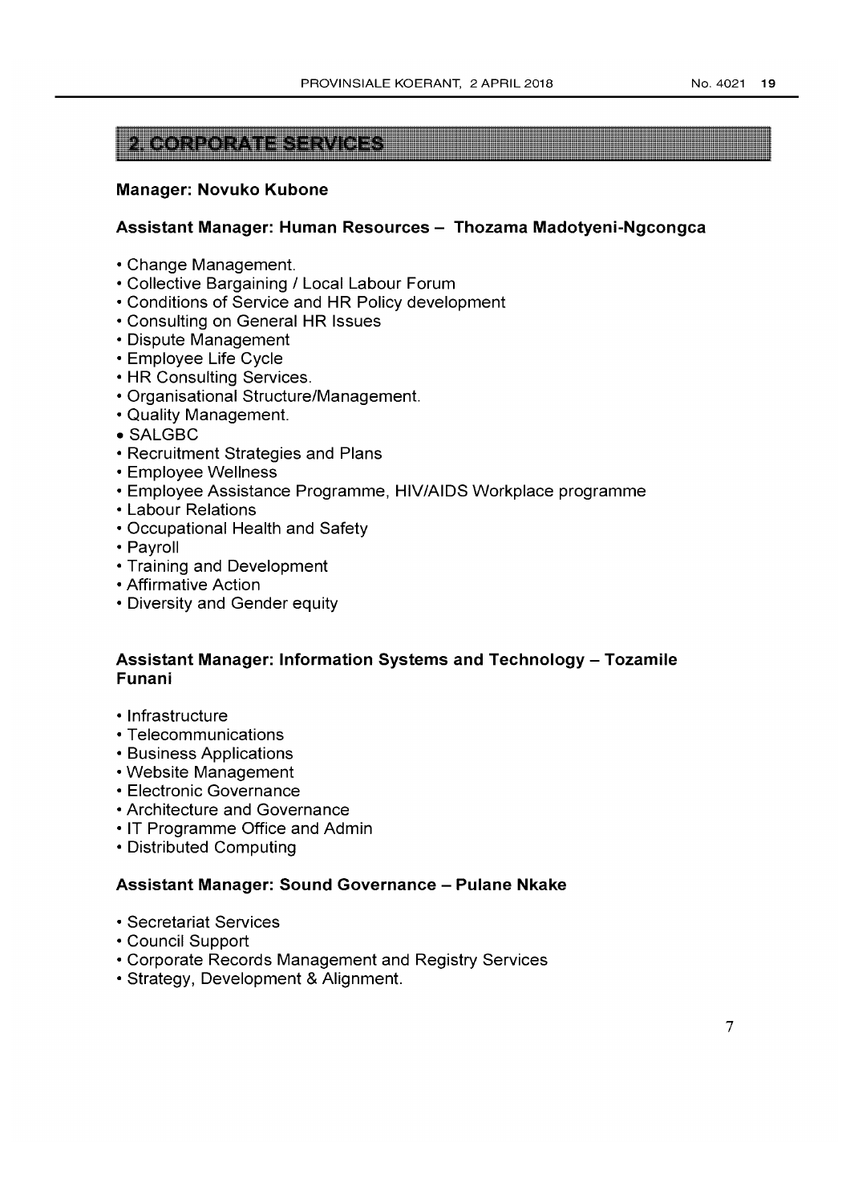## 2. CORPORATE SERVICES

**Manager: Novuko Kubone**

**Assistant Manager: Human Resources – Thozama Madotyeni-Ngcongca**

- Change Management.
- Collective Bargaining / Local Labour Forum
- Conditions of Service and HR Policy development
- Consulting on General HR Issues
- Dispute Management
- Employee Life Cycle
- HR Consulting Services.
- Organisational Structure/Management.
- Quality Management.
- SALGBC
- Recruitment Strategies and Plans
- Employee Wellness
- Employee Assistance Programme, HIV/AIDS Workplace programme
- Labour Relations
- Occupational Health and Safety
- Payroll
- Training and Development
- Affirmative Action
- Diversity and Gender equity

**Assistant Manager: Information Systems and Technology – Tozamile Funani**

- Infrastructure
- Telecommunications
- Business Applications
- Website Management
- Electronic Governance
- Architecture and Governance
- IT Programme Office and Admin
- Distributed Computing

**Assistant Manager: Sound Governance – Pulane Nkake**

- Secretariat Services
- Council Support
- Corporate Records Management and Registry Services
- Strategy, Development & Alignment.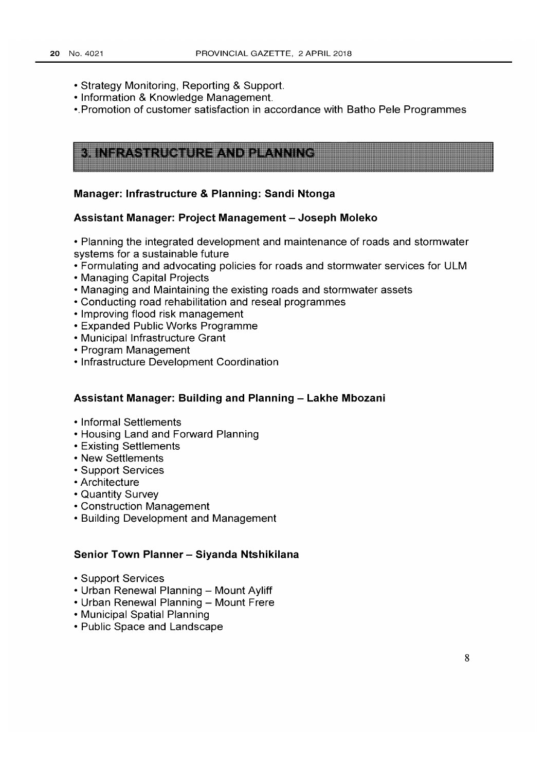- Strategy Monitoring, Reporting & Support.
- Information & Knowledge Management.
- .Promotion of customer satisfaction in accordance with Batho Pele Programmes

## 3. INFRASTRUCTURE AND PLANNING

**Manager: Infrastructure & Planning: Sandi Ntonga**

**Assistant Manager: Project Management – Joseph Moleko**

- Planning the integrated development and maintenance of roads and stormwater systems for a sustainable future
- Formulating and advocating policies for roads and stormwater services for ULM
- Managing Capital Projects
- Managing and Maintaining the existing roads and stormwater assets
- Conducting road rehabilitation and reseal programmes
- Improving flood risk management
- Expanded Public Works Programme
- Municipal Infrastructure Grant
- Program Management
- Infrastructure Development Coordination

**Assistant Manager: Building and Planning – Lakhe Mbozani**

- Informal Settlements
- Housing Land and Forward Planning
- Existing Settlements
- New Settlements
- Support Services
- Architecture
- Quantity Survey
- Construction Management
- Building Development and Management

**Senior Town Planner – Siyanda Ntshikilana**

- Support Services
- Urban Renewal Planning – Mount Ayliff
- Urban Renewal Planning – Mount Frere
- Municipal Spatial Planning
- Public Space and Landscape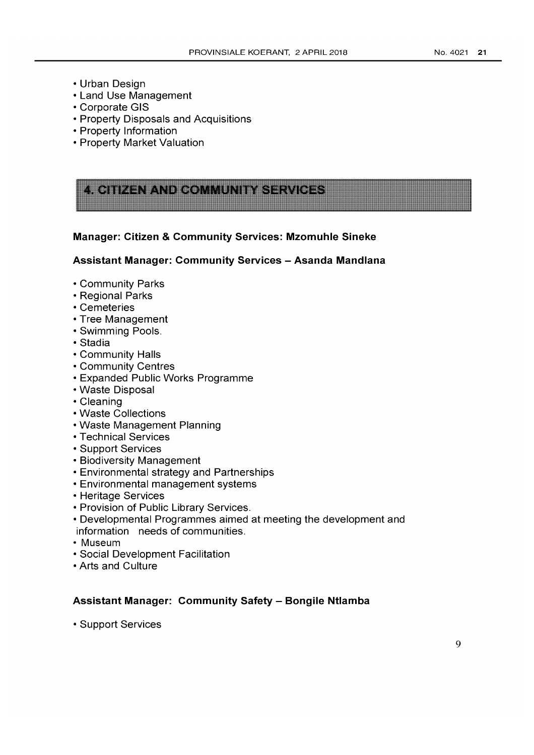- Urban Design
- Land Use Management
- Corporate GIS
- Property Disposals and Acquisitions
- Property Information
- Property Market Valuation

## 4. CITIZEN AND COMMUNITY SERVICES

**Manager: Citizen & Community Services: Mzomuhle Sineke**

**Assistant Manager: Community Services – Asanda Mandlana**

- Community Parks
- Regional Parks
- Cemeteries
- Tree Management
- Swimming Pools.
- Stadia
- Community Halls
- Community Centres
- Expanded Public Works Programme
- Waste Disposal
- Cleaning
- Waste Collections
- Waste Management Planning
- Technical Services
- Support Services
- Biodiversity Management
- Environmental strategy and Partnerships
- Environmental management systems
- Heritage Services
- Provision of Public Library Services.
- Developmental Programmes aimed at meeting the development and information needs of communities.
- Museum
- Social Development Facilitation
- Arts and Culture

**Assistant Manager: Community Safety – Bongile Ntlamba**

- Support Services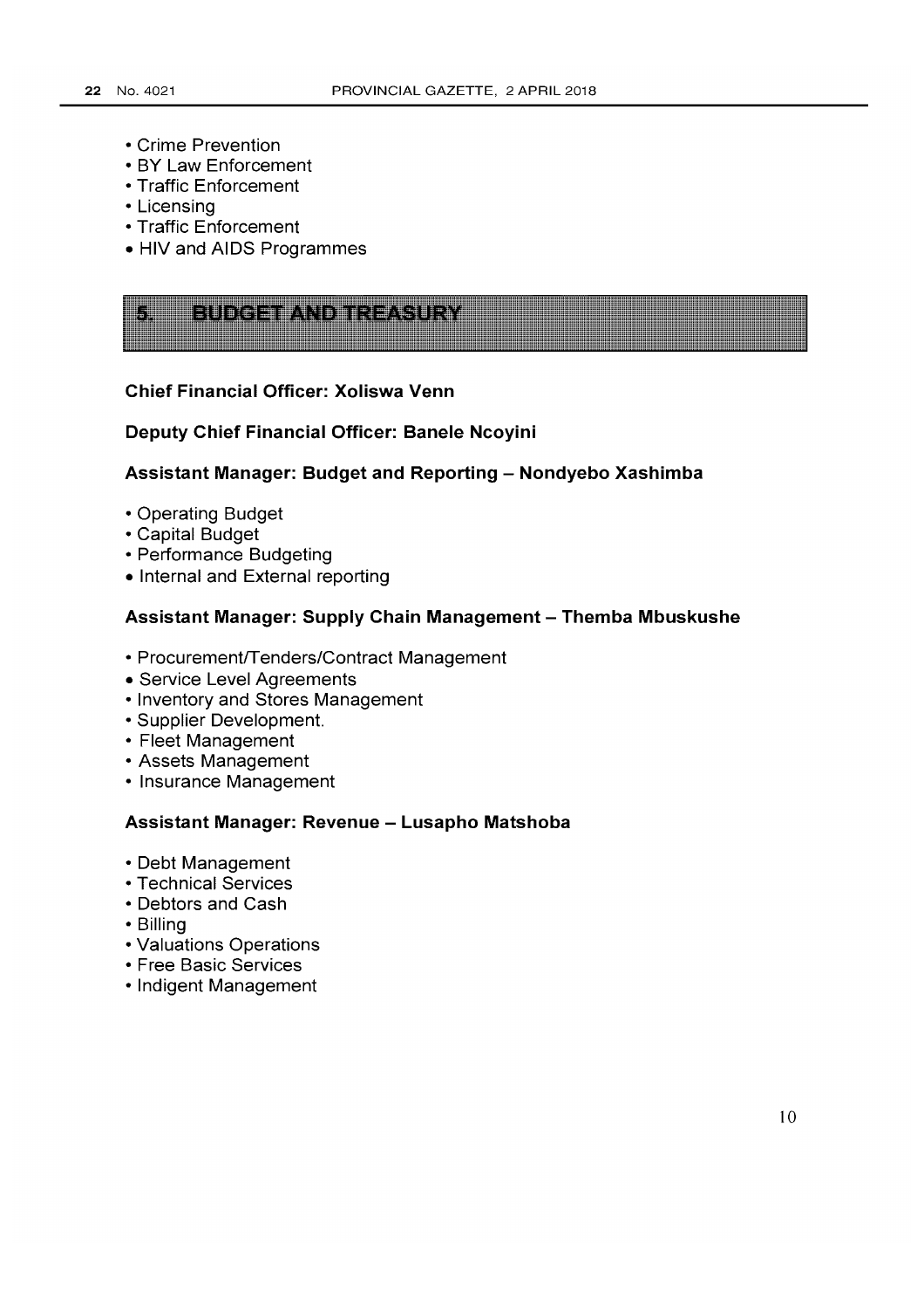- Crime Prevention
- BY Law Enforcement
- Traffic Enforcement
- Licensing
- Traffic Enforcement
- HIV and AIDS Programmes

## 5. BUDGET AND TREASURY

**Chief Financial Officer: Xoliswa Venn**

**Deputy Chief Financial Officer: Banele Ncoyini**

**Assistant Manager: Budget and Reporting – Nondyebo Xashimba**

- Operating Budget
- Capital Budget
- Performance Budgeting
- Internal and External reporting

**Assistant Manager: Supply Chain Management – Themba Mbuskushe**

- Procurement/Tenders/Contract Management
- Service Level Agreements
- Inventory and Stores Management
- Supplier Development.
- Fleet Management
- Assets Management
- Insurance Management

**Assistant Manager: Revenue – Lusapho Matshoba**

- Debt Management
- Technical Services
- Debtors and Cash
- Billing
- Valuations Operations
- Free Basic Services
- Indigent Management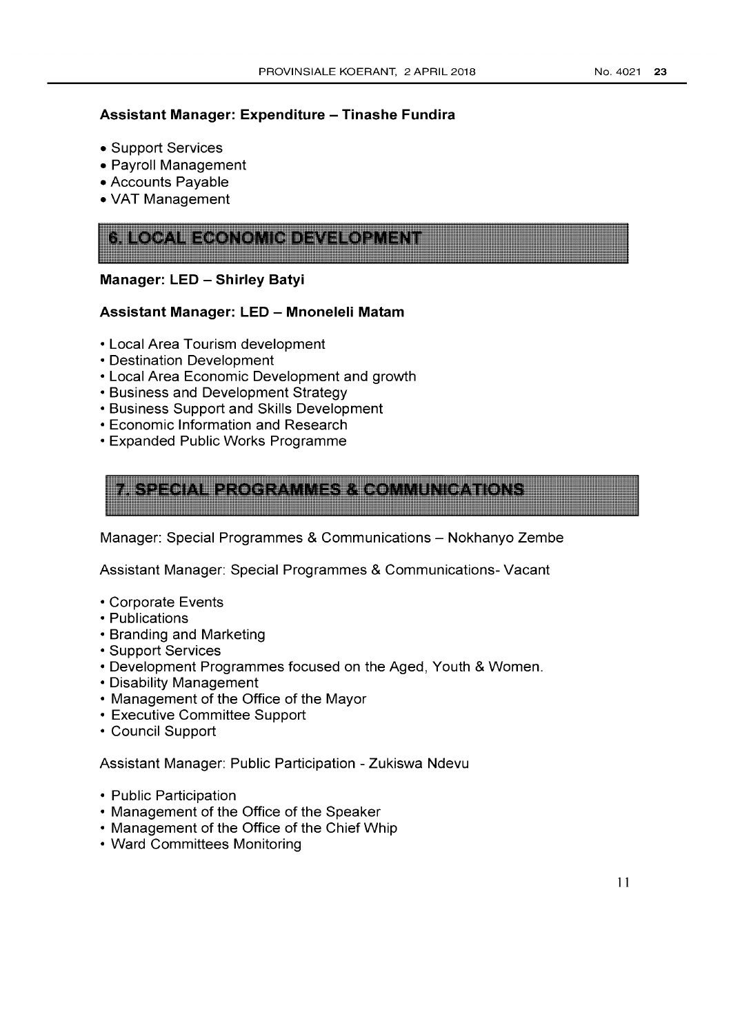**Assistant Manager: Expenditure – Tinashe Fundira**

- Support Services
- Payroll Management
- Accounts Payable
- VAT Management

## 6. LOCAL ECONOMIC DEVELOPMENT

**Manager: LED – Shirley Batyi**

**Assistant Manager: LED – Mnoneleli Matam**

- Local Area Tourism development
- Destination Development
- Local Area Economic Development and growth
- Business and Development Strategy
- Business Support and Skills Development
- Economic Information and Research
- Expanded Public Works Programme

## 7. SPECIAL PROGRAMMES & COMMUNICATIONS

Manager: Special Programmes & Communications – Nokhanyo Zembe

Assistant Manager: Special Programmes & Communications- Vacant

- Corporate Events
- Publications
- Branding and Marketing
- Support Services
- Development Programmes focused on the Aged, Youth & Women.
- Disability Management
- Management of the Office of the Mayor
- Executive Committee Support
- Council Support

Assistant Manager: Public Participation - Zukiswa Ndevu

- Public Participation
- Management of the Office of the Speaker
- Management of the Office of the Chief Whip
- Ward Committees Monitoring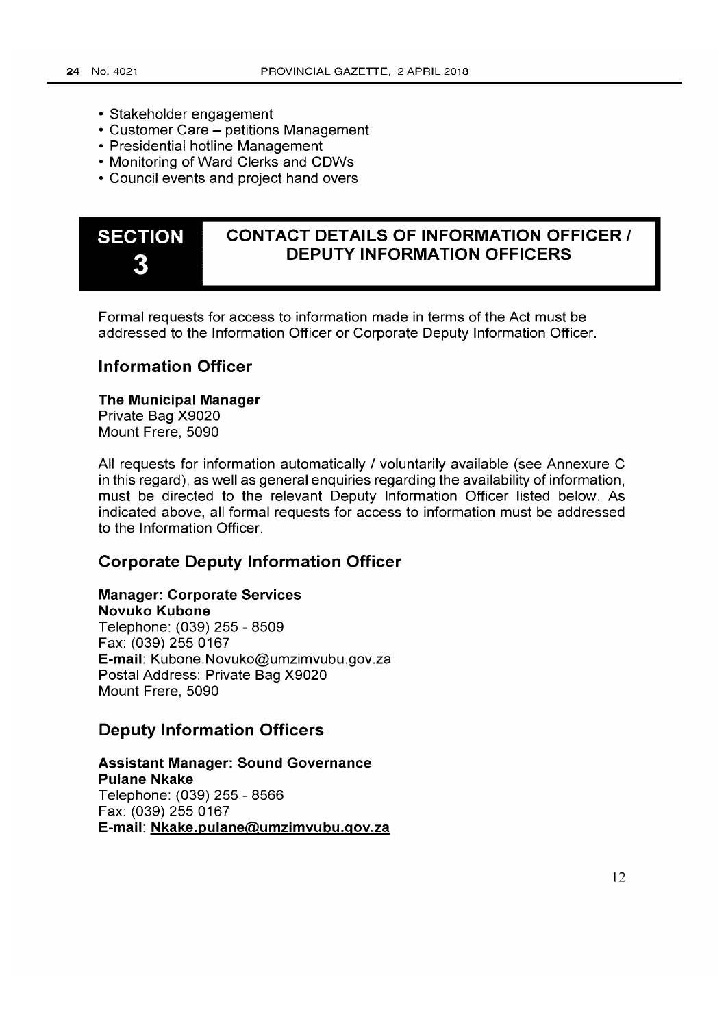- Stakeholder engagement
- Customer Care – petitions Management
- Presidential hotline Management
- Monitoring of Ward Clerks and CDWs
- Council events and project hand overs

# SECTION 3 CONTACT DETAILS OF INFORMATION OFFICER / DEPUTY INFORMATION OFFICERS

Formal requests for access to information made in terms of the Act must be addressed to the Information Officer or Corporate Deputy Information Officer.

## Information Officer

**The Municipal Manager**
Private Bag X9020
Mount Frere, 5090

All requests for information automatically / voluntarily available (see Annexure C in this regard), as well as general enquiries regarding the availability of information, must be directed to the relevant Deputy Information Officer listed below. As indicated above, all formal requests for access to information must be addressed to the Information Officer.

## Corporate Deputy Information Officer

**Manager: Corporate Services**
**Novuko Kubone**
Telephone: (039) 255 - 8509
Fax: (039) 255 0167
**E-mail**: Kubone.Novuko@umzimvubu.gov.za
Postal Address: Private Bag X9020
Mount Frere, 5090

## Deputy Information Officers

**Assistant Manager: Sound Governance**
**Pulane Nkake**
Telephone: (039) 255 - 8566
Fax: (039) 255 0167
**E-mail**: **Nkake.pulane@umzimvubu.gov.za**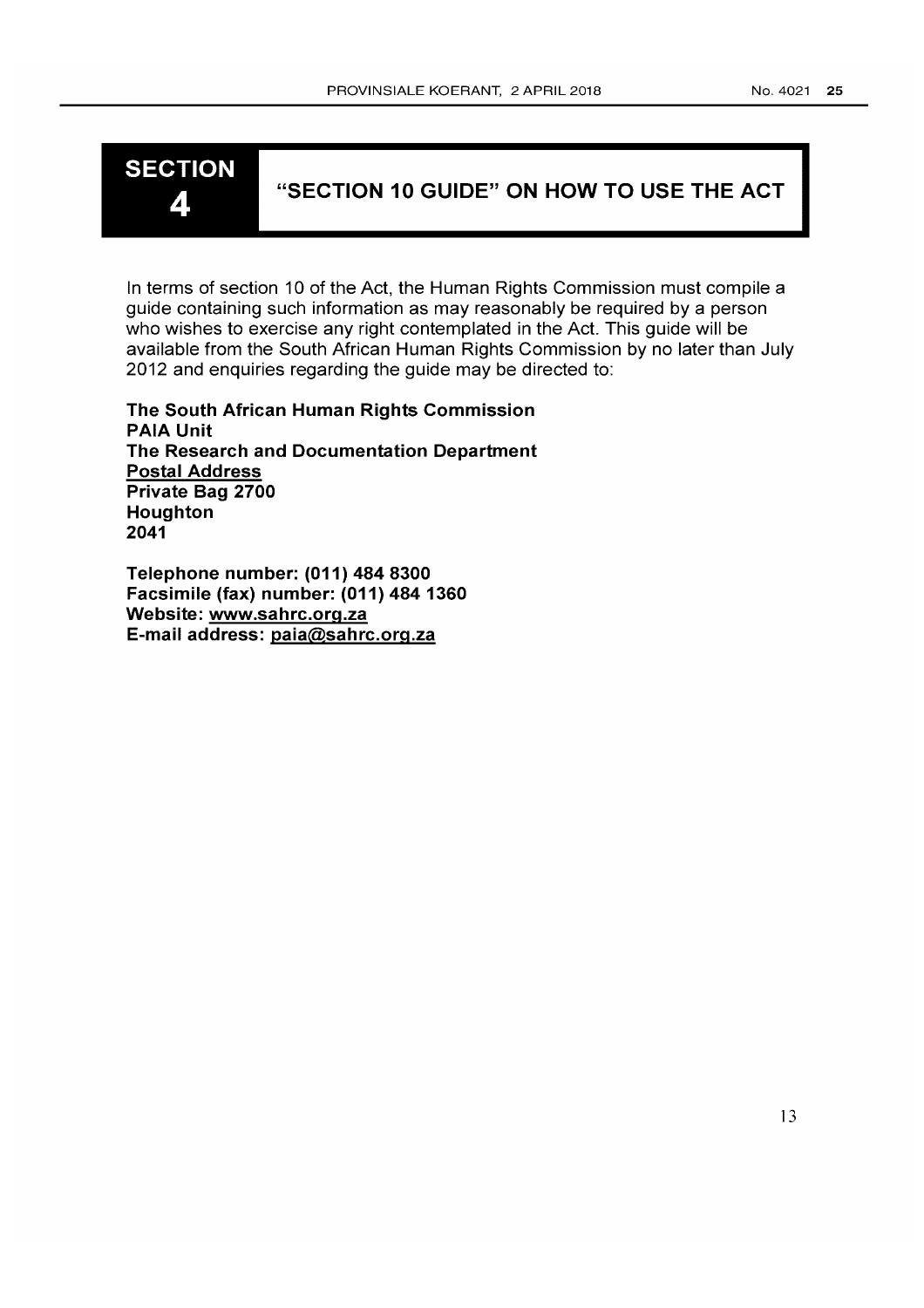# SECTION 4 — "SECTION 10 GUIDE" ON HOW TO USE THE ACT

In terms of section 10 of the Act, the Human Rights Commission must compile a guide containing such information as may reasonably be required by a person who wishes to exercise any right contemplated in the Act. This guide will be available from the South African Human Rights Commission by no later than July 2012 and enquiries regarding the guide may be directed to:

**The South African Human Rights Commission**
**PAIA Unit**
**The Research and Documentation Department**
**Postal Address**
**Private Bag 2700**
**Houghton**
**2041**

**Telephone number: (011) 484 8300**
**Facsimile (fax) number: (011) 484 1360**
**Website: www.sahrc.org.za**
**E-mail address: paia@sahrc.org.za**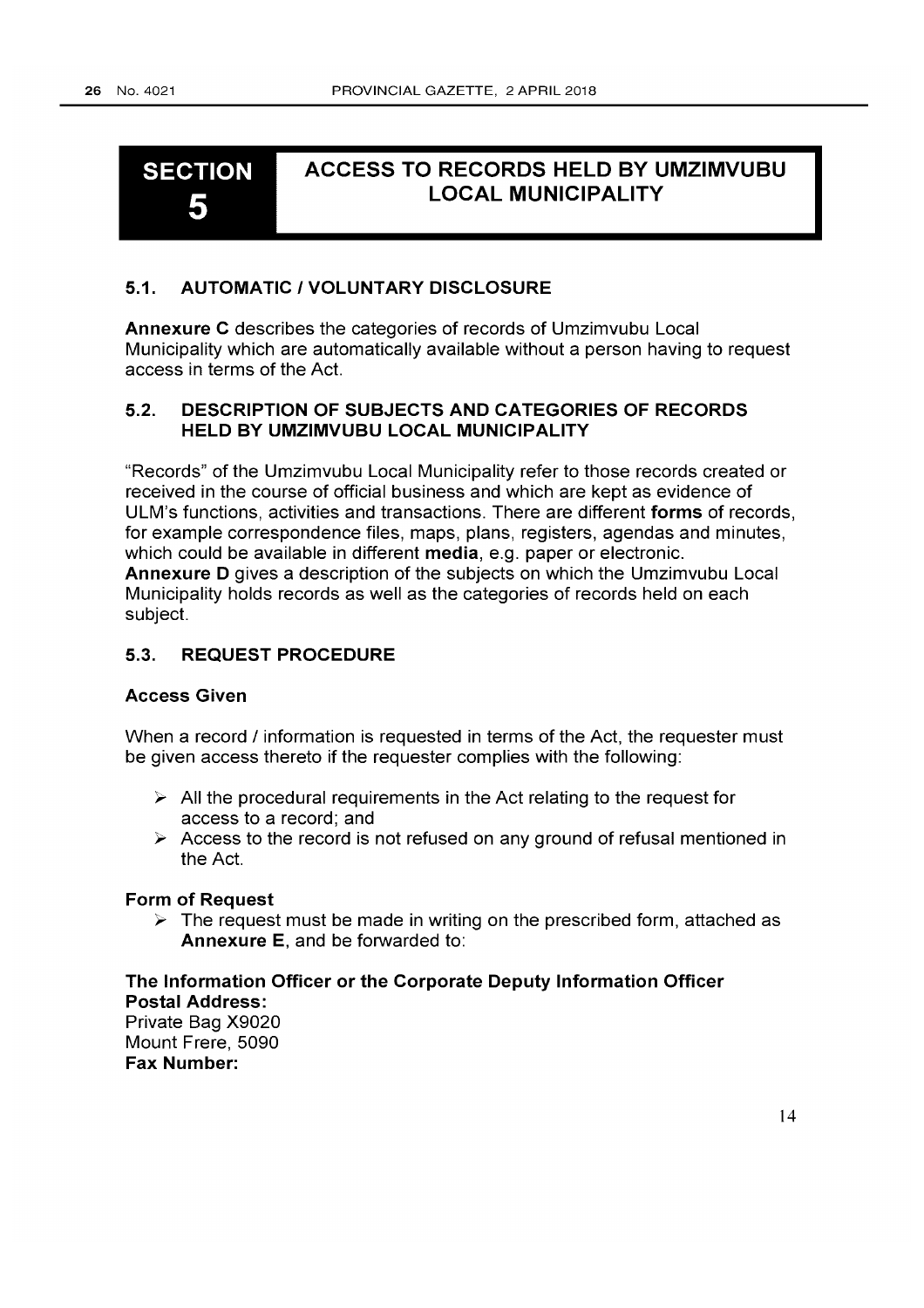# SECTION 5 ACCESS TO RECORDS HELD BY UMZIMVUBU LOCAL MUNICIPALITY

## 5.1. AUTOMATIC / VOLUNTARY DISCLOSURE

**Annexure C** describes the categories of records of Umzimvubu Local Municipality which are automatically available without a person having to request access in terms of the Act.

## 5.2. DESCRIPTION OF SUBJECTS AND CATEGORIES OF RECORDS HELD BY UMZIMVUBU LOCAL MUNICIPALITY

"Records" of the Umzimvubu Local Municipality refer to those records created or received in the course of official business and which are kept as evidence of ULM's functions, activities and transactions. There are different **forms** of records, for example correspondence files, maps, plans, registers, agendas and minutes, which could be available in different **media**, e.g. paper or electronic.
**Annexure D** gives a description of the subjects on which the Umzimvubu Local Municipality holds records as well as the categories of records held on each subject.

## 5.3. REQUEST PROCEDURE

### Access Given

When a record / information is requested in terms of the Act, the requester must be given access thereto if the requester complies with the following:

- All the procedural requirements in the Act relating to the request for access to a record; and
- Access to the record is not refused on any ground of refusal mentioned in the Act.

### Form of Request

- The request must be made in writing on the prescribed form, attached as **Annexure E**, and be forwarded to:

**The Information Officer or the Corporate Deputy Information Officer**
**Postal Address:**
Private Bag X9020
Mount Frere, 5090
**Fax Number:**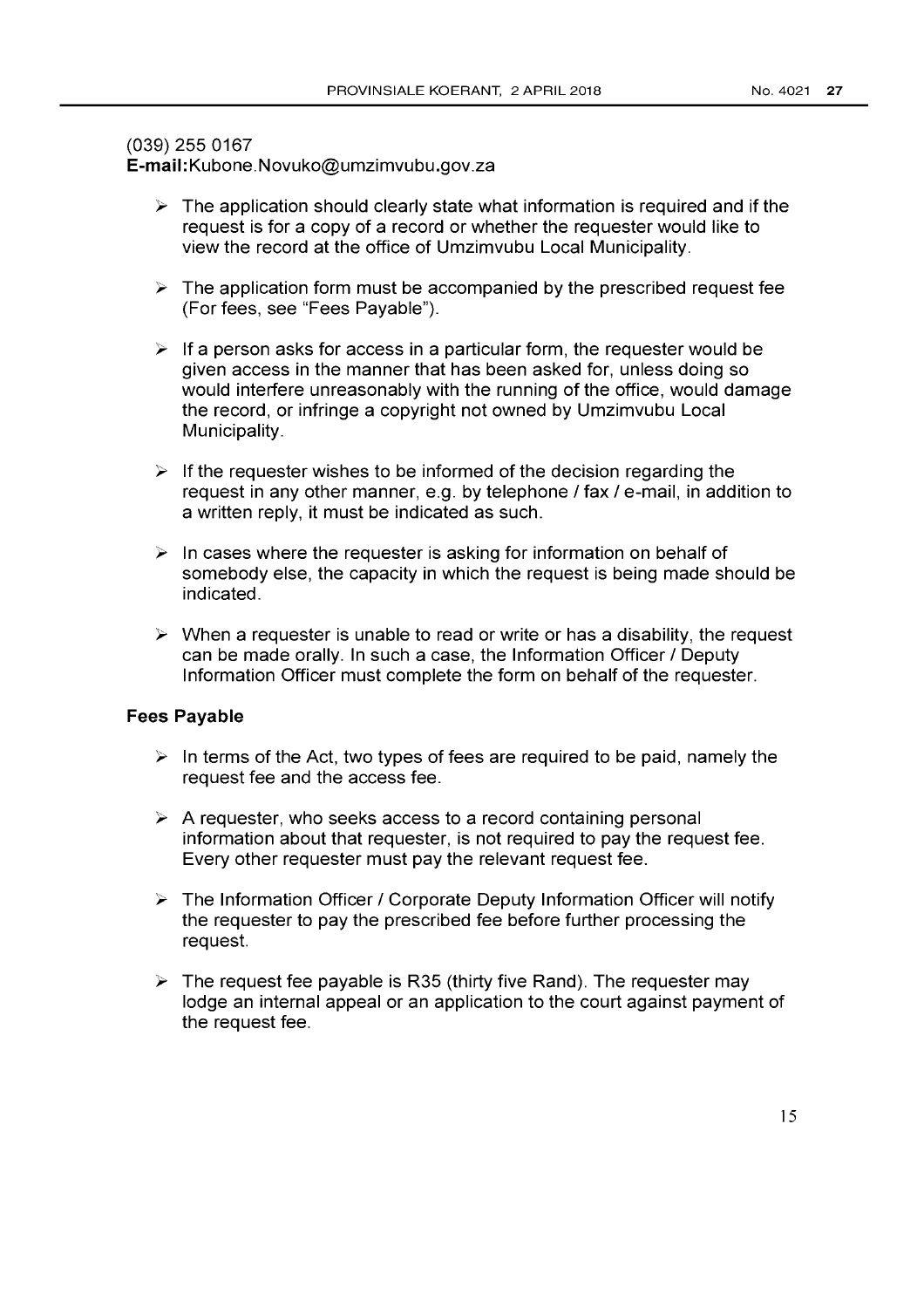(039) 255 0167
**E-mail:**Kubone.Novuko@umzimvubu.gov.za

- The application should clearly state what information is required and if the request is for a copy of a record or whether the requester would like to view the record at the office of Umzimvubu Local Municipality.
- The application form must be accompanied by the prescribed request fee (For fees, see "Fees Payable").
- If a person asks for access in a particular form, the requester would be given access in the manner that has been asked for, unless doing so would interfere unreasonably with the running of the office, would damage the record, or infringe a copyright not owned by Umzimvubu Local Municipality.
- If the requester wishes to be informed of the decision regarding the request in any other manner, e.g. by telephone / fax / e-mail, in addition to a written reply, it must be indicated as such.
- In cases where the requester is asking for information on behalf of somebody else, the capacity in which the request is being made should be indicated.
- When a requester is unable to read or write or has a disability, the request can be made orally. In such a case, the Information Officer / Deputy Information Officer must complete the form on behalf of the requester.

**Fees Payable**

- In terms of the Act, two types of fees are required to be paid, namely the request fee and the access fee.
- A requester, who seeks access to a record containing personal information about that requester, is not required to pay the request fee. Every other requester must pay the relevant request fee.
- The Information Officer / Corporate Deputy Information Officer will notify the requester to pay the prescribed fee before further processing the request.
- The request fee payable is R35 (thirty five Rand). The requester may lodge an internal appeal or an application to the court against payment of the request fee.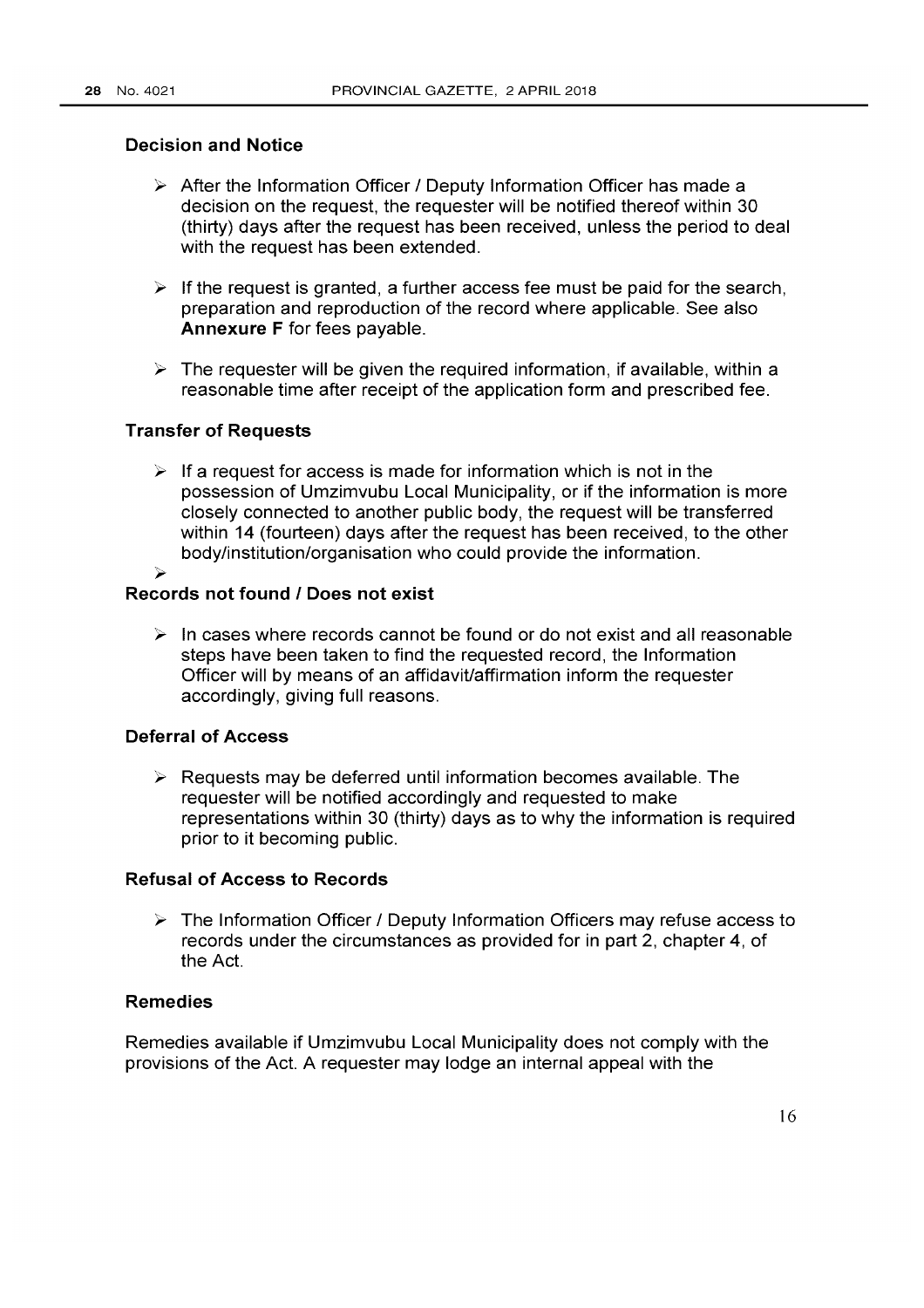**Decision and Notice**

- After the Information Officer / Deputy Information Officer has made a decision on the request, the requester will be notified thereof within 30 (thirty) days after the request has been received, unless the period to deal with the request has been extended.
- If the request is granted, a further access fee must be paid for the search, preparation and reproduction of the record where applicable. See also **Annexure F** for fees payable.
- The requester will be given the required information, if available, within a reasonable time after receipt of the application form and prescribed fee.

**Transfer of Requests**

- If a request for access is made for information which is not in the possession of Umzimvubu Local Municipality, or if the information is more closely connected to another public body, the request will be transferred within 14 (fourteen) days after the request has been received, to the other body/institution/organisation who could provide the information.

**Records not found / Does not exist**

- In cases where records cannot be found or do not exist and all reasonable steps have been taken to find the requested record, the Information Officer will by means of an affidavit/affirmation inform the requester accordingly, giving full reasons.

**Deferral of Access**

- Requests may be deferred until information becomes available. The requester will be notified accordingly and requested to make representations within 30 (thirty) days as to why the information is required prior to it becoming public.

**Refusal of Access to Records**

- The Information Officer / Deputy Information Officers may refuse access to records under the circumstances as provided for in part 2, chapter 4, of the Act.

**Remedies**

Remedies available if Umzimvubu Local Municipality does not comply with the provisions of the Act. A requester may lodge an internal appeal with the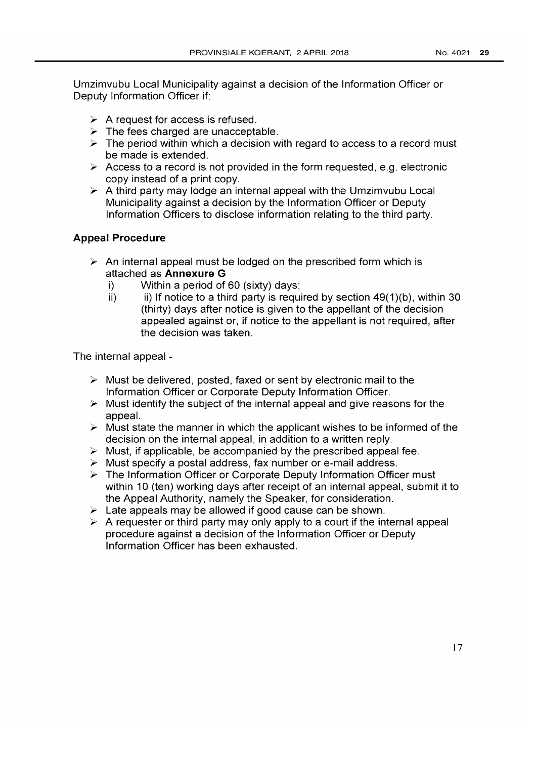Umzimvubu Local Municipality against a decision of the Information Officer or Deputy Information Officer if:

- A request for access is refused.
- The fees charged are unacceptable.
- The period within which a decision with regard to access to a record must be made is extended.
- Access to a record is not provided in the form requested, e.g. electronic copy instead of a print copy.
- A third party may lodge an internal appeal with the Umzimvubu Local Municipality against a decision by the Information Officer or Deputy Information Officers to disclose information relating to the third party.

**Appeal Procedure**

- An internal appeal must be lodged on the prescribed form which is attached as **Annexure G**
  i) Within a period of 60 (sixty) days;
  ii) ii) If notice to a third party is required by section 49(1)(b), within 30 (thirty) days after notice is given to the appellant of the decision appealed against or, if notice to the appellant is not required, after the decision was taken.

The internal appeal -

- Must be delivered, posted, faxed or sent by electronic mail to the Information Officer or Corporate Deputy Information Officer.
- Must identify the subject of the internal appeal and give reasons for the appeal.
- Must state the manner in which the applicant wishes to be informed of the decision on the internal appeal, in addition to a written reply.
- Must, if applicable, be accompanied by the prescribed appeal fee.
- Must specify a postal address, fax number or e-mail address.
- The Information Officer or Corporate Deputy Information Officer must within 10 (ten) working days after receipt of an internal appeal, submit it to the Appeal Authority, namely the Speaker, for consideration.
- Late appeals may be allowed if good cause can be shown.
- A requester or third party may only apply to a court if the internal appeal procedure against a decision of the Information Officer or Deputy Information Officer has been exhausted.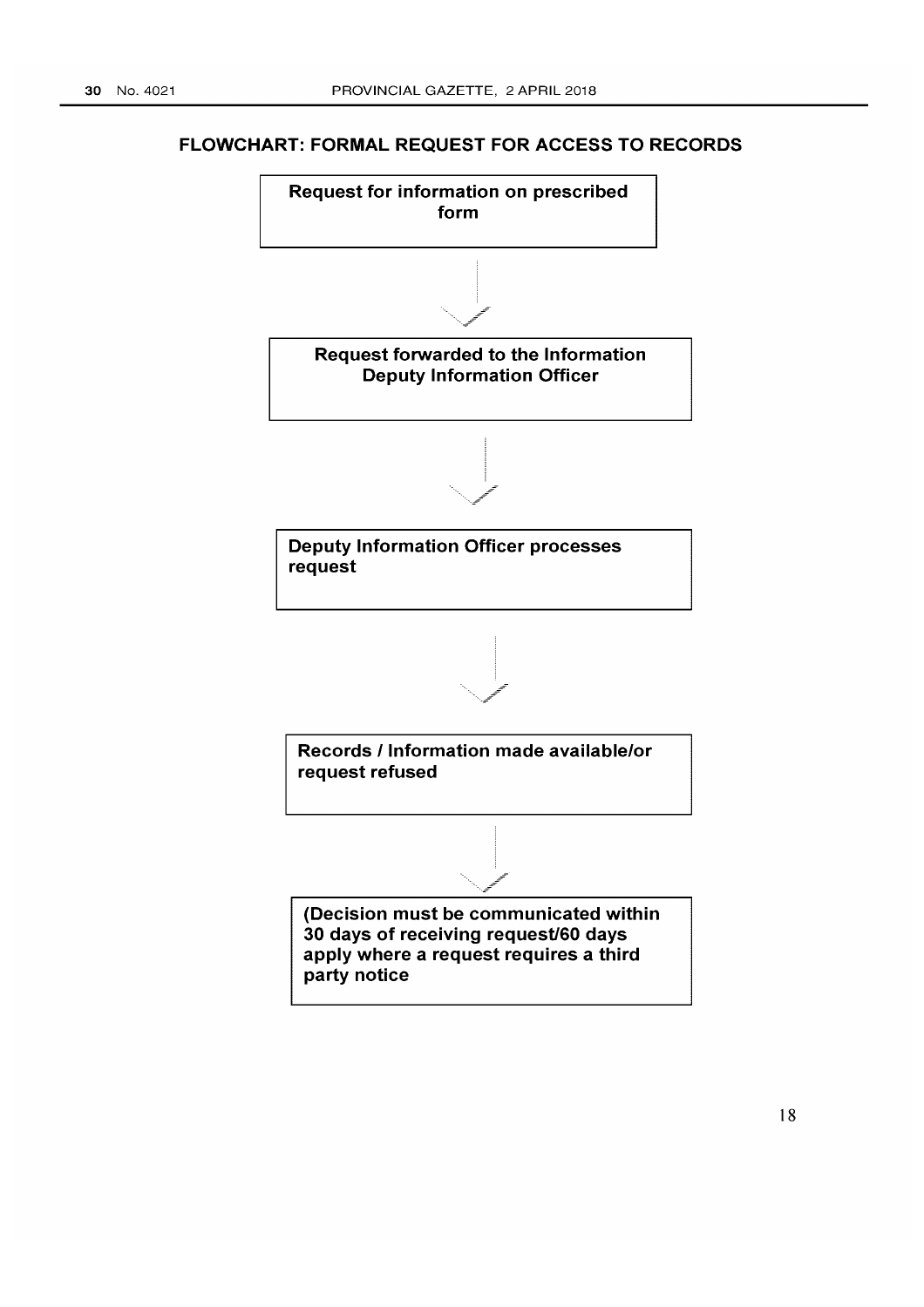## FLOWCHART: FORMAL REQUEST FOR ACCESS TO RECORDS

**Request for information on prescribed form**

↓

**Request forwarded to the Information Deputy Information Officer**

↓

**Deputy Information Officer processes request**

↓

**Records / Information made available/or request refused**

↓

**(Decision must be communicated within 30 days of receiving request/60 days apply where a request requires a third party notice**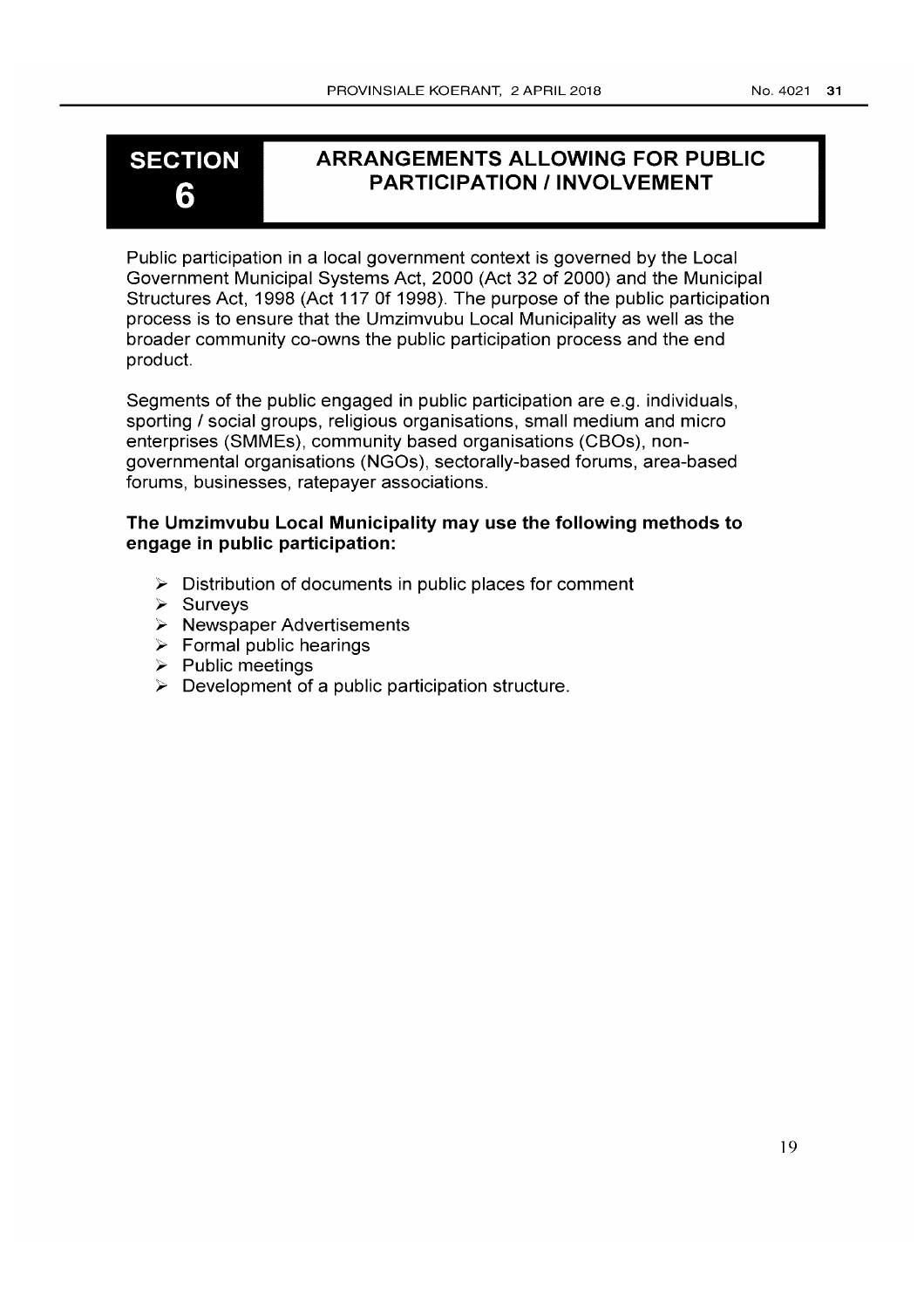# SECTION 6 ARRANGEMENTS ALLOWING FOR PUBLIC PARTICIPATION / INVOLVEMENT

Public participation in a local government context is governed by the Local Government Municipal Systems Act, 2000 (Act 32 of 2000) and the Municipal Structures Act, 1998 (Act 117 0f 1998). The purpose of the public participation process is to ensure that the Umzimvubu Local Municipality as well as the broader community co-owns the public participation process and the end product.

Segments of the public engaged in public participation are e.g. individuals, sporting / social groups, religious organisations, small medium and micro enterprises (SMMEs), community based organisations (CBOs), non-governmental organisations (NGOs), sectorally-based forums, area-based forums, businesses, ratepayer associations.

**The Umzimvubu Local Municipality may use the following methods to engage in public participation:**

- Distribution of documents in public places for comment
- Surveys
- Newspaper Advertisements
- Formal public hearings
- Public meetings
- Development of a public participation structure.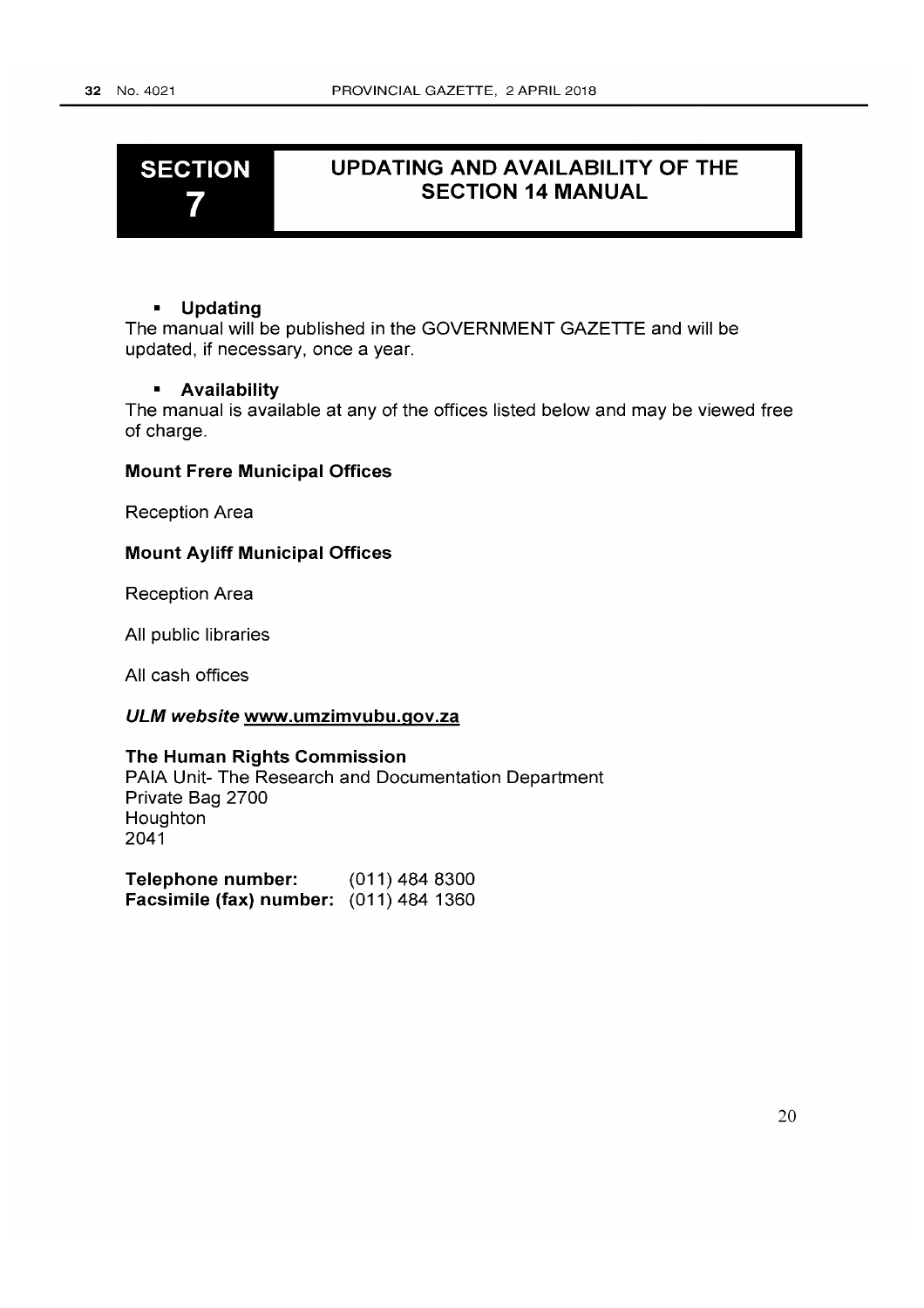# SECTION 7 — UPDATING AND AVAILABILITY OF THE SECTION 14 MANUAL

- **Updating**

The manual will be published in the GOVERNMENT GAZETTE and will be updated, if necessary, once a year.

- **Availability**

The manual is available at any of the offices listed below and may be viewed free of charge.

**Mount Frere Municipal Offices**

Reception Area

**Mount Ayliff Municipal Offices**

Reception Area

All public libraries

All cash offices

***ULM website*** **www.umzimvubu.gov.za**

**The Human Rights Commission**
PAIA Unit- The Research and Documentation Department
Private Bag 2700
Houghton
2041

**Telephone number:** (011) 484 8300
**Facsimile (fax) number:** (011) 484 1360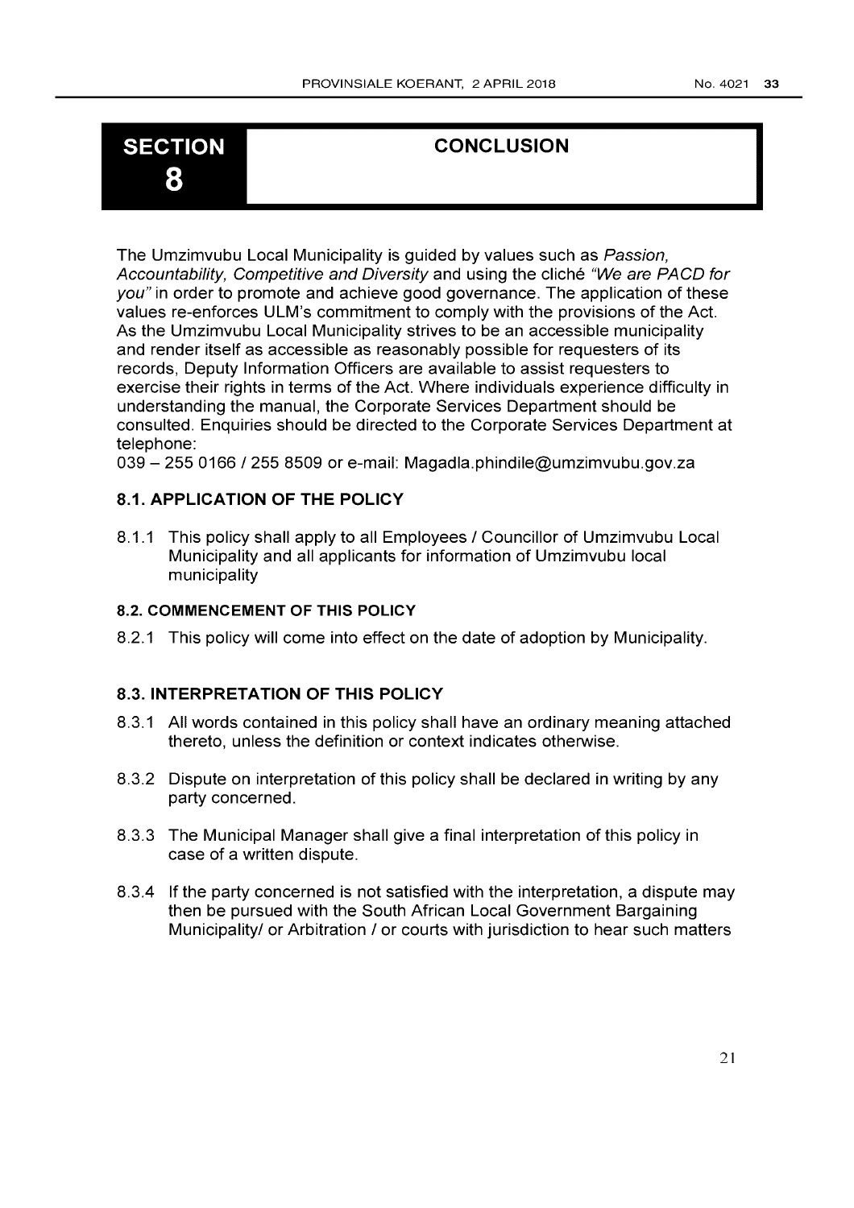# SECTION 8 — CONCLUSION

The Umzimvubu Local Municipality is guided by values such as *Passion, Accountability, Competitive and Diversity* and using the cliché *"We are PACD for you"* in order to promote and achieve good governance. The application of these values re-enforces ULM's commitment to comply with the provisions of the Act. As the Umzimvubu Local Municipality strives to be an accessible municipality and render itself as accessible as reasonably possible for requesters of its records, Deputy Information Officers are available to assist requesters to exercise their rights in terms of the Act. Where individuals experience difficulty in understanding the manual, the Corporate Services Department should be consulted. Enquiries should be directed to the Corporate Services Department at telephone:
039 – 255 0166 / 255 8509 or e-mail: Magadla.phindile@umzimvubu.gov.za

## 8.1. APPLICATION OF THE POLICY

8.1.1 This policy shall apply to all Employees / Councillor of Umzimvubu Local Municipality and all applicants for information of Umzimvubu local municipality

### 8.2. COMMENCEMENT OF THIS POLICY

8.2.1 This policy will come into effect on the date of adoption by Municipality.

## 8.3. INTERPRETATION OF THIS POLICY

8.3.1 All words contained in this policy shall have an ordinary meaning attached thereto, unless the definition or context indicates otherwise.

8.3.2 Dispute on interpretation of this policy shall be declared in writing by any party concerned.

8.3.3 The Municipal Manager shall give a final interpretation of this policy in case of a written dispute.

8.3.4 If the party concerned is not satisfied with the interpretation, a dispute may then be pursued with the South African Local Government Bargaining Municipality/ or Arbitration / or courts with jurisdiction to hear such matters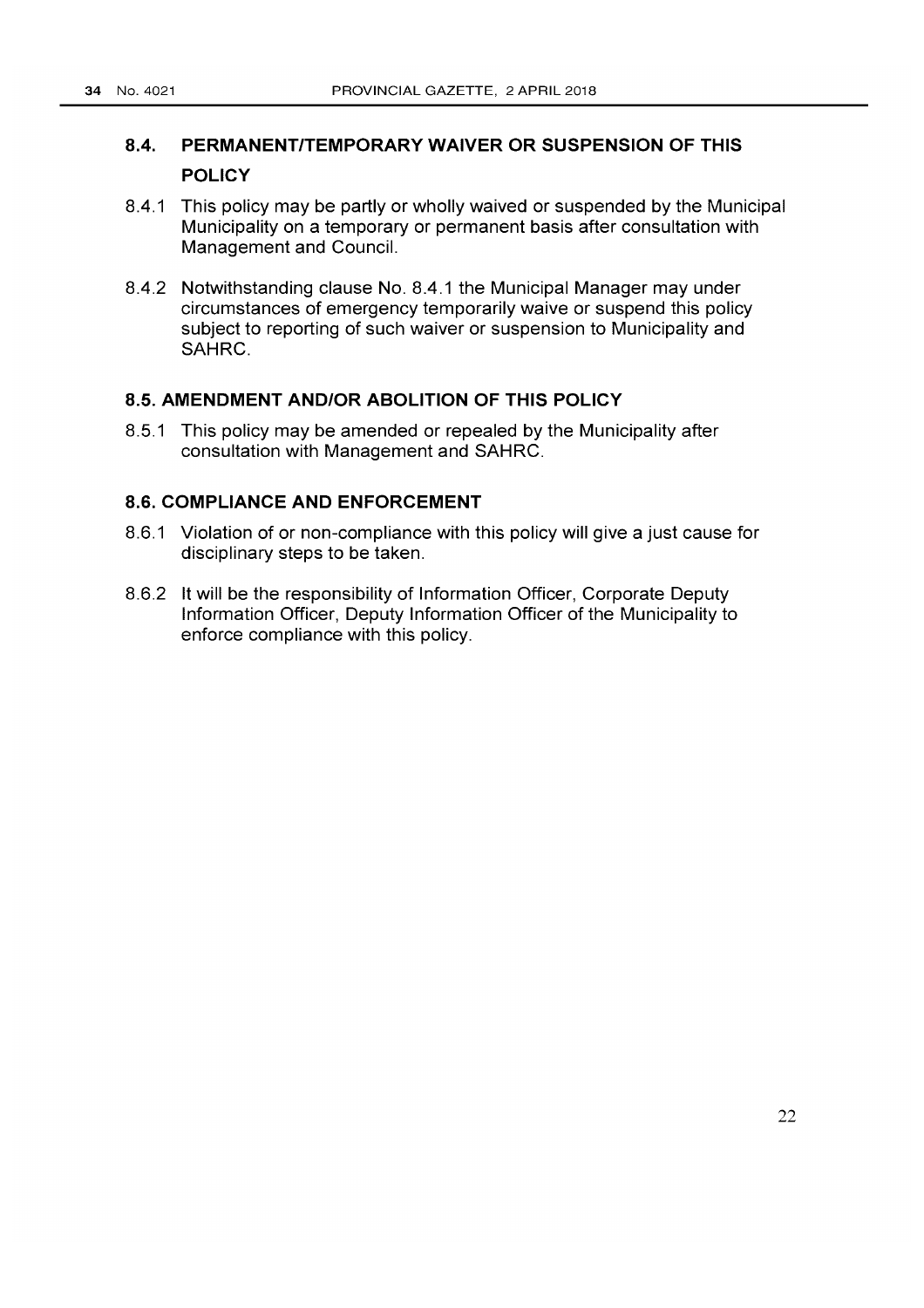### 8.4. PERMANENT/TEMPORARY WAIVER OR SUSPENSION OF THIS POLICY

8.4.1 This policy may be partly or wholly waived or suspended by the Municipal Municipality on a temporary or permanent basis after consultation with Management and Council.

8.4.2 Notwithstanding clause No. 8.4.1 the Municipal Manager may under circumstances of emergency temporarily waive or suspend this policy subject to reporting of such waiver or suspension to Municipality and SAHRC.

### 8.5. AMENDMENT AND/OR ABOLITION OF THIS POLICY

8.5.1 This policy may be amended or repealed by the Municipality after consultation with Management and SAHRC.

### 8.6. COMPLIANCE AND ENFORCEMENT

8.6.1 Violation of or non-compliance with this policy will give a just cause for disciplinary steps to be taken.

8.6.2 It will be the responsibility of Information Officer, Corporate Deputy Information Officer, Deputy Information Officer of the Municipality to enforce compliance with this policy.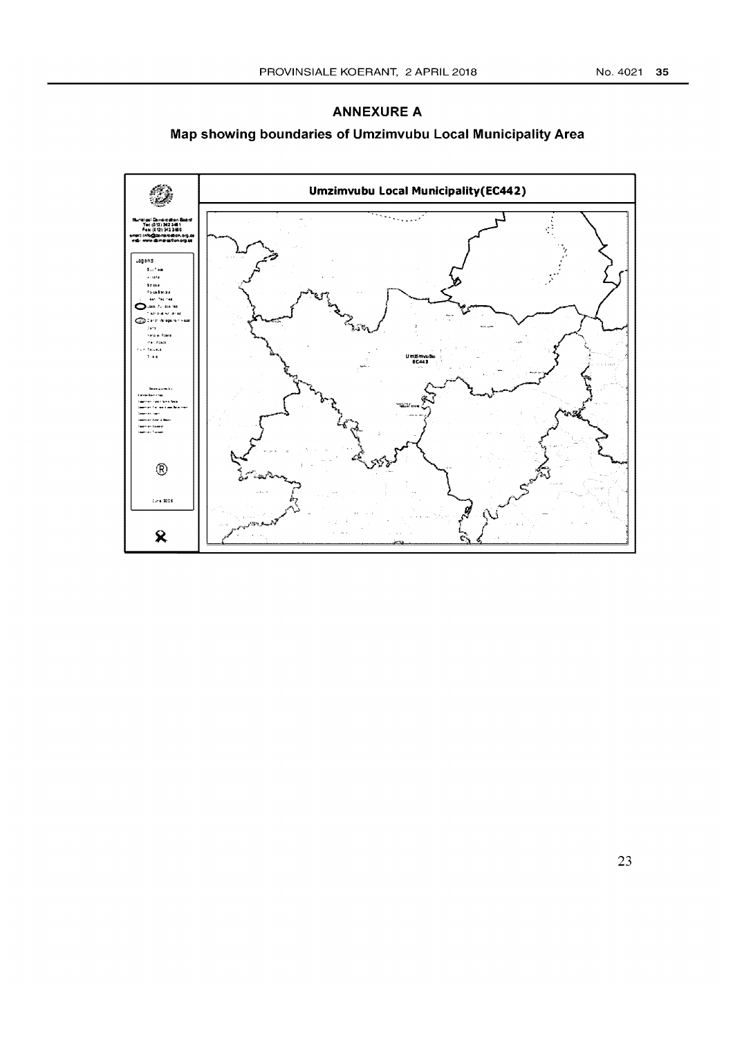## ANNEXURE A

### Map showing boundaries of Umzimvubu Local Municipality Area

Umzimvubu Local Municipality(EC442)

Municipal Demarcation Board
Tel: (012) 342 2481
Fax: (012) 342 2480
email: info@demarcation.org.za
web: www.demarcation.org.za

Legend

Umzimvubu
EC442

June 2006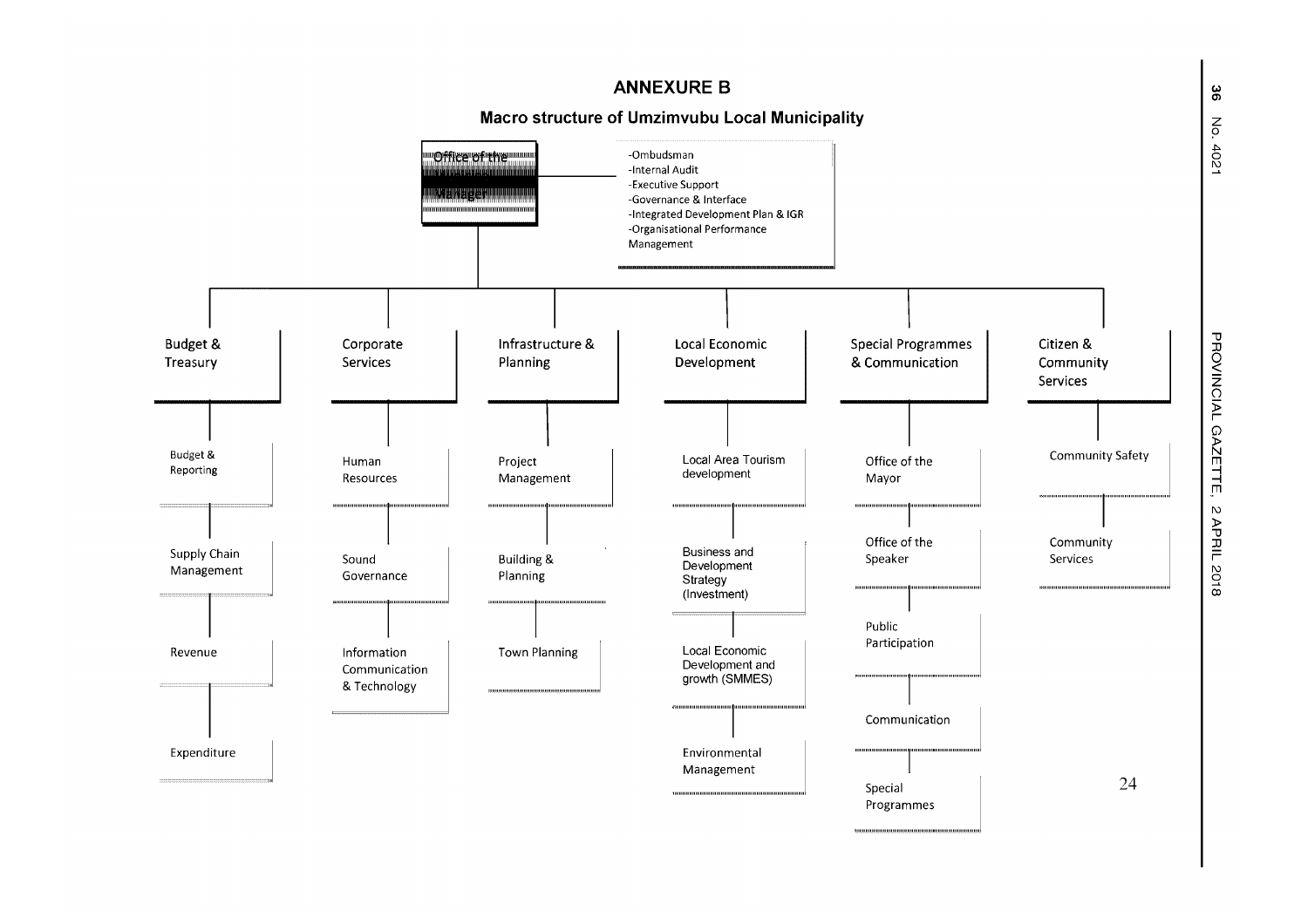# ANNEXURE B

## Macro structure of Umzimvubu Local Municipality

**Office of the Municipal Manager**

- -Ombudsman
- -Internal Audit
- -Executive Support
- -Governance & Interface
- -Integrated Development Plan & IGR
- -Organisational Performance Management

**Budget & Treasury**
- Budget & Reporting
- Supply Chain Management
- Revenue
- Expenditure

**Corporate Services**
- Human Resources
- Sound Governance
- Information Communication & Technology

**Infrastructure & Planning**
- Project Management
- Building & Planning
- Town Planning

**Local Economic Development**
- Local Area Tourism development
- Business and Development Strategy (Investment)
- Local Economic Development and growth (SMMES)
- Environmental Management

**Special Programmes & Communication**
- Office of the Mayor
- Office of the Speaker
- Public Participation
- Communication
- Special Programmes

**Citizen & Community Services**
- Community Safety
- Community Services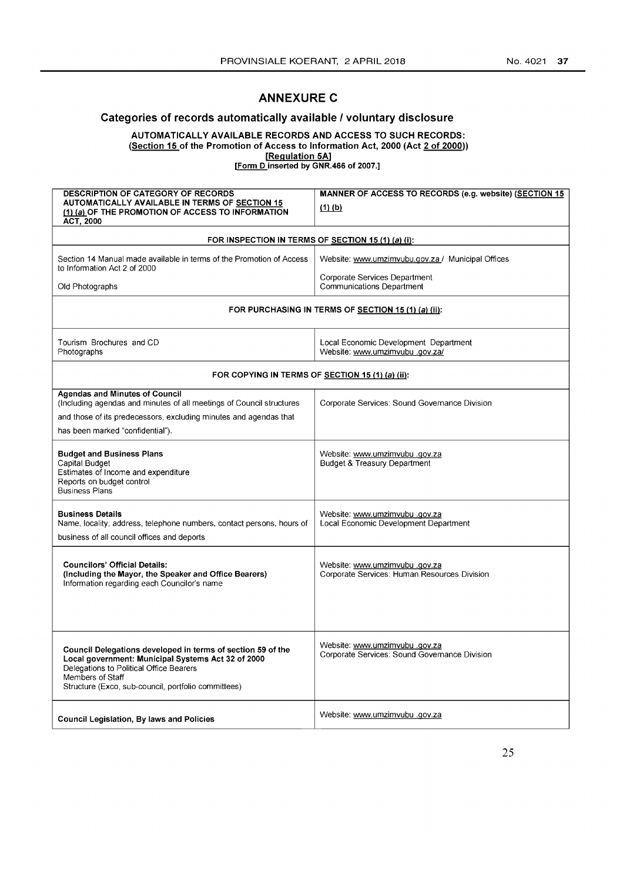# ANNEXURE C

## Categories of records automatically available / voluntary disclosure

**AUTOMATICALLY AVAILABLE RECORDS AND ACCESS TO SUCH RECORDS:**
**(Section 15 of the Promotion of Access to Information Act, 2000 (Act 2 of 2000))**
**[Regulation 5A]**
**[Form D inserted by GNR.466 of 2007.]**

| DESCRIPTION OF CATEGORY OF RECORDS AUTOMATICALLY AVAILABLE IN TERMS OF SECTION 15 (1) *(a)* OF THE PROMOTION OF ACCESS TO INFORMATION ACT, 2000 | MANNER OF ACCESS TO RECORDS (e.g. website) (SECTION 15 (1) (b) |
|---|---|
| **FOR INSPECTION IN TERMS OF SECTION 15 (1) *(a)* (i):** | |
| Section 14 Manual made available in terms of the Promotion of Access to Information Act 2 of 2000<br><br>Old Photographs | Website: www.umzimvubu.gov.za / Municipal Offices<br><br>Corporate Services Department<br>Communications Department |
| **FOR PURCHASING IN TERMS OF SECTION 15 (1) *(a)* (ii):** | |
| Tourism Brochures and CD<br>Photographs | Local Economic Development Department<br>Website: www.umzimvubu .gov.za/ |
| **FOR COPYING IN TERMS OF SECTION 15 (1) *(a)* (ii):** | |
| **Agendas and Minutes of Council**<br>(Including agendas and minutes of all meetings of Council structures and those of its predecessors, excluding minutes and agendas that has been marked "confidential"). | Corporate Services: Sound Governance Division |
| **Budget and Business Plans**<br>Capital Budget<br>Estimates of Income and expenditure<br>Reports on budget control<br>Business Plans | Website: www.umzimvubu .gov.za<br>Budget & Treasury Department |
| **Business Details**<br>Name, locality, address, telephone numbers, contact persons, hours of business of all council offices and deports | Website: www.umzimvubu .gov.za<br>Local Economic Development Department |
| **Councilors' Official Details:**<br>**(Including the Mayor, the Speaker and Office Bearers)**<br>Information regarding each Councilor's name | Website: www.umzimvubu .gov.za<br>Corporate Services: Human Resources Division |
| **Council Delegations developed in terms of section 59 of the Local government: Municipal Systems Act 32 of 2000**<br>Delegations to Political Office Bearers<br>Members of Staff<br>Structure (Exco, sub-council, portfolio committees) | Website: www.umzimvubu .gov.za<br>Corporate Services: Sound Governance Division |
| **Council Legislation, By laws and Policies** | Website: www.umzimvubu .gov.za |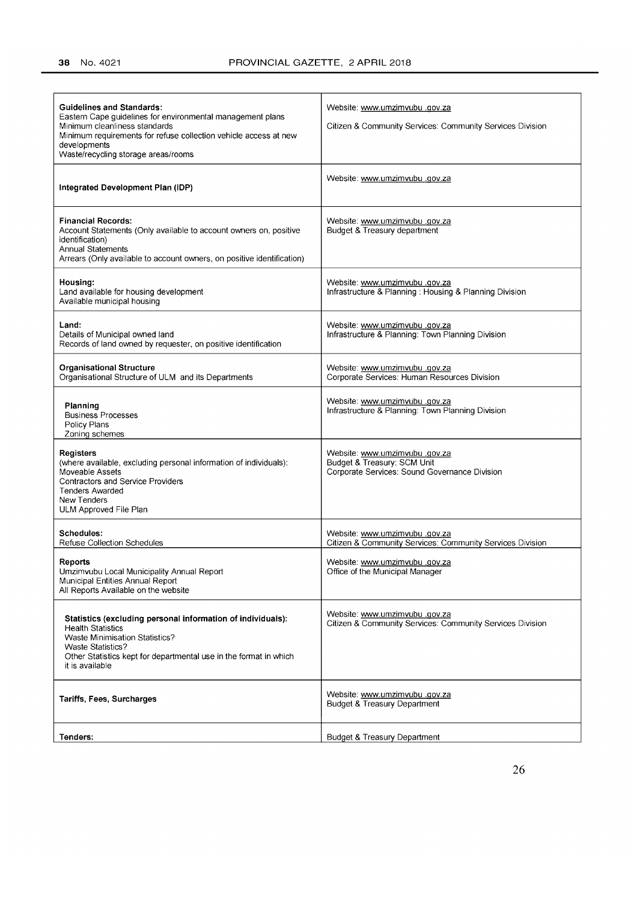| | |
|---|---|
| **Guidelines and Standards:**<br>Eastern Cape guidelines for environmental management plans<br>Minimum cleanliness standards<br>Minimum requirements for refuse collection vehicle access at new developments<br>Waste/recycling storage areas/rooms | Website: www.umzimvubu .gov.za<br>Citizen & Community Services: Community Services Division |
| **Integrated Development Plan (IDP)** | Website: www.umzimvubu .gov.za |
| **Financial Records:**<br>Account Statements (Only available to account owners on, positive identification)<br>Annual Statements<br>Arrears (Only available to account owners, on positive identification) | Website: www.umzimvubu .gov.za<br>Budget & Treasury department |
| **Housing:**<br>Land available for housing development<br>Available municipal housing | Website: www.umzimvubu .gov.za<br>Infrastructure & Planning : Housing & Planning Division |
| **Land:**<br>Details of Municipal owned land<br>Records of land owned by requester, on positive identification | Website: www.umzimvubu .gov.za<br>Infrastructure & Planning: Town Planning Division |
| **Organisational Structure**<br>Organisational Structure of ULM and its Departments | Website: www.umzimvubu .gov.za<br>Corporate Services: Human Resources Division |
| **Planning**<br>Business Processes<br>Policy Plans<br>Zoning schemes | Website: www.umzimvubu .gov.za<br>Infrastructure & Planning: Town Planning Division |
| **Registers**<br>(where available, excluding personal information of individuals):<br>Moveable Assets<br>Contractors and Service Providers<br>Tenders Awarded<br>New Tenders<br>ULM Approved File Plan | Website: www.umzimvubu .gov.za<br>Budget & Treasury: SCM Unit<br>Corporate Services: Sound Governance Division |
| **Schedules:**<br>Refuse Collection Schedules | Website: www.umzimvubu .gov.za<br>Citizen & Community Services: Community Services Division |
| **Reports**<br>Umzimvubu Local Municipality Annual Report<br>Municipal Entities Annual Report<br>All Reports Available on the website | Website: www.umzimvubu .gov.za<br>Office of the Municipal Manager |
| **Statistics (excluding personal information of individuals):**<br>Health Statistics<br>Waste Minimisation Statistics?<br>Waste Statistics?<br>Other Statistics kept for departmental use in the format in which it is available | Website: www.umzimvubu .gov.za<br>Citizen & Community Services: Community Services Division |
| **Tariffs, Fees, Surcharges** | Website: www.umzimvubu .gov.za<br>Budget & Treasury Department |
| **Tenders:** | Budget & Treasury Department |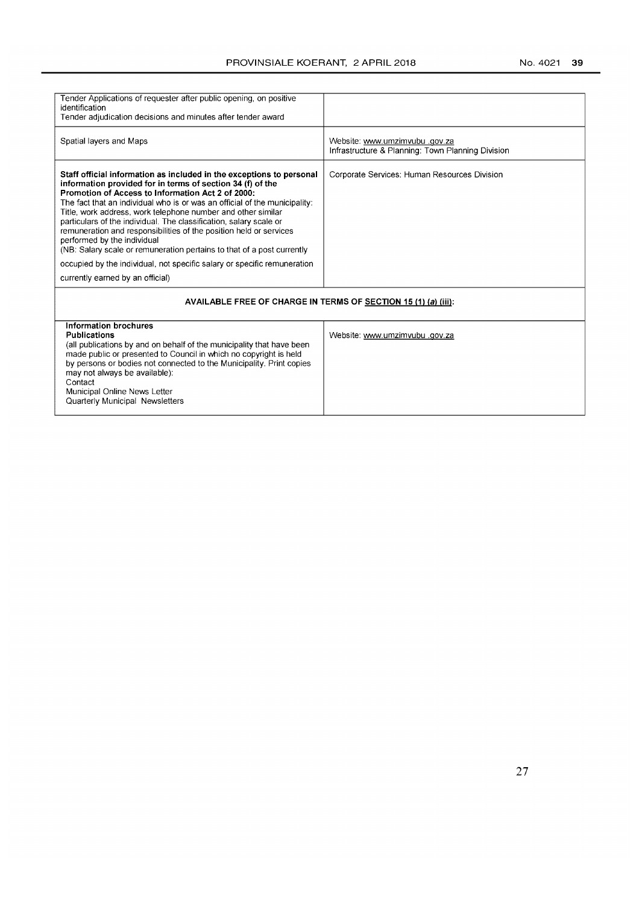| | |
|---|---|
| Tender Applications of requester after public opening, on positive identification<br>Tender adjudication decisions and minutes after tender award | |
| Spatial layers and Maps | Website: www.umzimvubu .gov.za<br>Infrastructure & Planning: Town Planning Division |
| **Staff official information as included in the exceptions to personal information provided for in terms of section 34 (f) of the Promotion of Access to Information Act 2 of 2000:**<br>The fact that an individual who is or was an official of the municipality: Title, work address, work telephone number and other similar particulars of the individual. The classification, salary scale or remuneration and responsibilities of the position held or services performed by the individual<br>(NB: Salary scale or remuneration pertains to that of a post currently occupied by the individual, not specific salary or specific remuneration currently earned by an official) | Corporate Services: Human Resources Division |
| **AVAILABLE FREE OF CHARGE IN TERMS OF SECTION 15 (1) (*a*) (iii):** | |
| **Information brochures**<br>**Publications**<br>(all publications by and on behalf of the municipality that have been made public or presented to Council in which no copyright is held by persons or bodies not connected to the Municipality. Print copies may not always be available):<br>Contact<br>Municipal Online News Letter<br>Quarterly Municipal Newsletters | Website: www.umzimvubu .gov.za |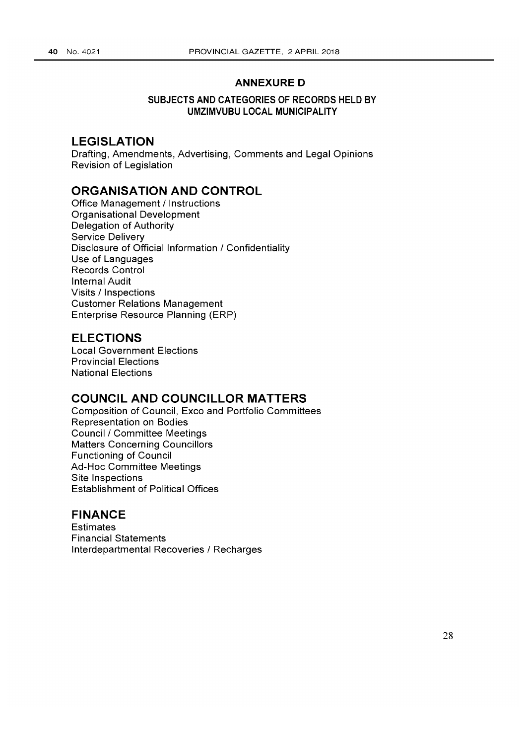## ANNEXURE D

### SUBJECTS AND CATEGORIES OF RECORDS HELD BY UMZIMVUBU LOCAL MUNICIPALITY

## LEGISLATION

Drafting, Amendments, Advertising, Comments and Legal Opinions
Revision of Legislation

## ORGANISATION AND CONTROL

Office Management / Instructions
Organisational Development
Delegation of Authority
Service Delivery
Disclosure of Official Information / Confidentiality
Use of Languages
Records Control
Internal Audit
Visits / Inspections
Customer Relations Management
Enterprise Resource Planning (ERP)

## ELECTIONS

Local Government Elections
Provincial Elections
National Elections

## COUNCIL AND COUNCILLOR MATTERS

Composition of Council, Exco and Portfolio Committees
Representation on Bodies
Council / Committee Meetings
Matters Concerning Councillors
Functioning of Council
Ad-Hoc Committee Meetings
Site Inspections
Establishment of Political Offices

## FINANCE

Estimates
Financial Statements
Interdepartmental Recoveries / Recharges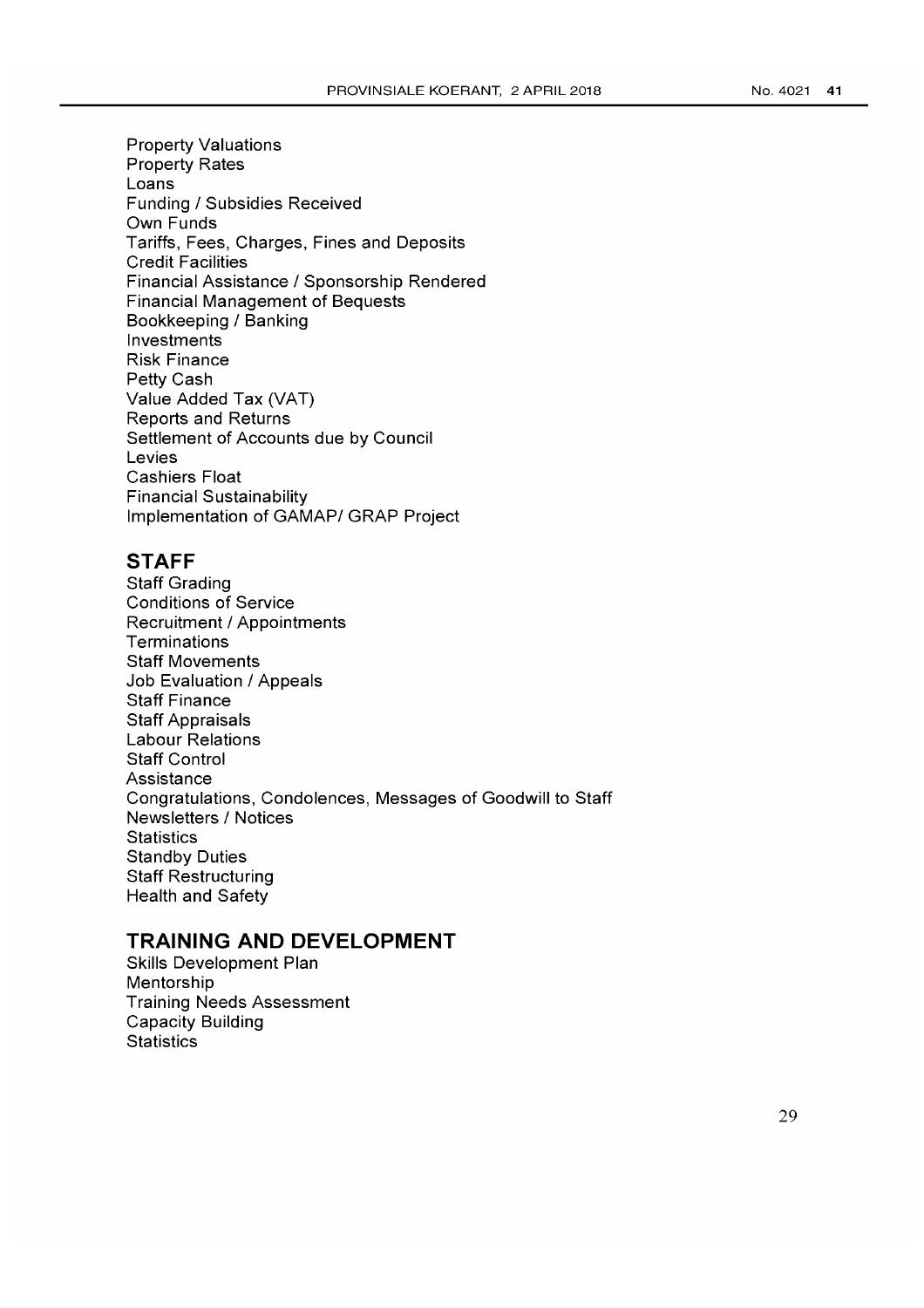Property Valuations
Property Rates
Loans
Funding / Subsidies Received
Own Funds
Tariffs, Fees, Charges, Fines and Deposits
Credit Facilities
Financial Assistance / Sponsorship Rendered
Financial Management of Bequests
Bookkeeping / Banking
Investments
Risk Finance
Petty Cash
Value Added Tax (VAT)
Reports and Returns
Settlement of Accounts due by Council
Levies
Cashiers Float
Financial Sustainability
Implementation of GAMAP/ GRAP Project

## STAFF

Staff Grading
Conditions of Service
Recruitment / Appointments
Terminations
Staff Movements
Job Evaluation / Appeals
Staff Finance
Staff Appraisals
Labour Relations
Staff Control
Assistance
Congratulations, Condolences, Messages of Goodwill to Staff
Newsletters / Notices
Statistics
Standby Duties
Staff Restructuring
Health and Safety

## TRAINING AND DEVELOPMENT

Skills Development Plan
Mentorship
Training Needs Assessment
Capacity Building
Statistics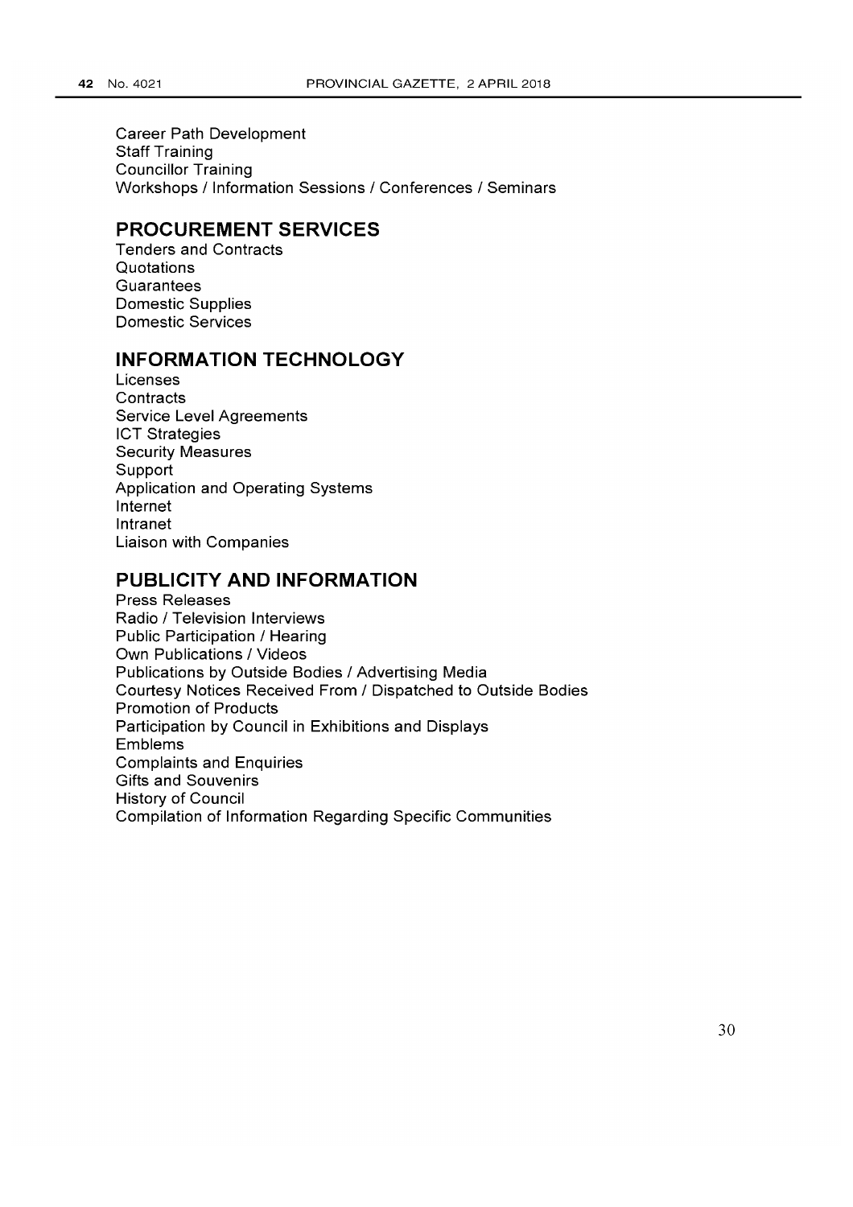Career Path Development
Staff Training
Councillor Training
Workshops / Information Sessions / Conferences / Seminars

## PROCUREMENT SERVICES

Tenders and Contracts
Quotations
Guarantees
Domestic Supplies
Domestic Services

## INFORMATION TECHNOLOGY

Licenses
Contracts
Service Level Agreements
ICT Strategies
Security Measures
Support
Application and Operating Systems
Internet
Intranet
Liaison with Companies

## PUBLICITY AND INFORMATION

Press Releases
Radio / Television Interviews
Public Participation / Hearing
Own Publications / Videos
Publications by Outside Bodies / Advertising Media
Courtesy Notices Received From / Dispatched to Outside Bodies
Promotion of Products
Participation by Council in Exhibitions and Displays
Emblems
Complaints and Enquiries
Gifts and Souvenirs
History of Council
Compilation of Information Regarding Specific Communities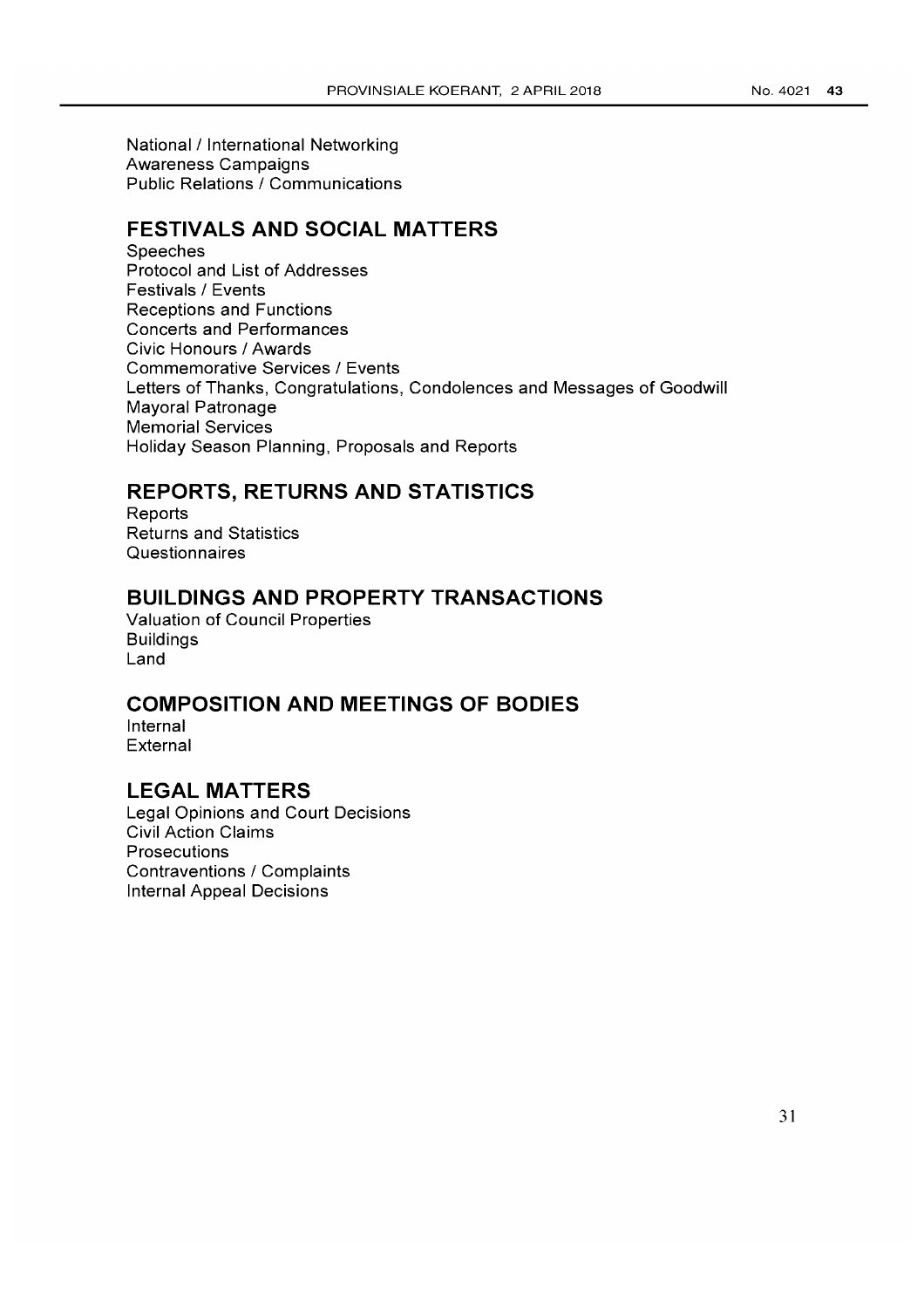National / International Networking
Awareness Campaigns
Public Relations / Communications

## FESTIVALS AND SOCIAL MATTERS

Speeches
Protocol and List of Addresses
Festivals / Events
Receptions and Functions
Concerts and Performances
Civic Honours / Awards
Commemorative Services / Events
Letters of Thanks, Congratulations, Condolences and Messages of Goodwill
Mayoral Patronage
Memorial Services
Holiday Season Planning, Proposals and Reports

## REPORTS, RETURNS AND STATISTICS

Reports
Returns and Statistics
Questionnaires

## BUILDINGS AND PROPERTY TRANSACTIONS

Valuation of Council Properties
Buildings
Land

## COMPOSITION AND MEETINGS OF BODIES

Internal
External

## LEGAL MATTERS

Legal Opinions and Court Decisions
Civil Action Claims
Prosecutions
Contraventions / Complaints
Internal Appeal Decisions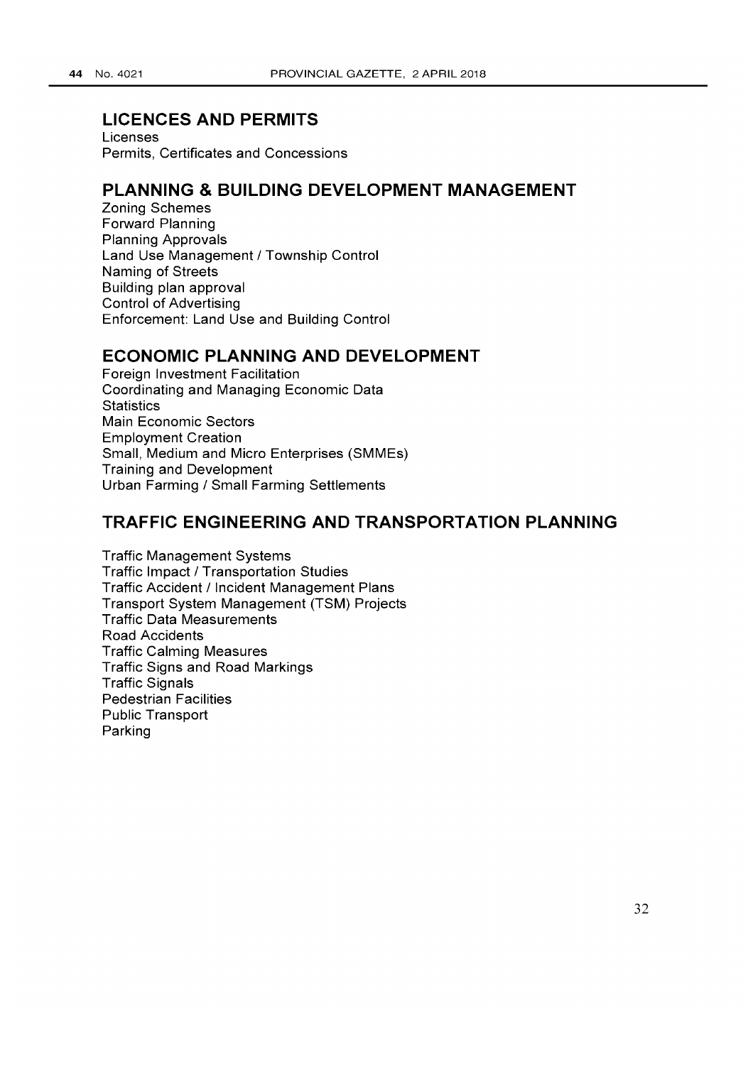## LICENCES AND PERMITS

Licenses
Permits, Certificates and Concessions

## PLANNING & BUILDING DEVELOPMENT MANAGEMENT

Zoning Schemes
Forward Planning
Planning Approvals
Land Use Management / Township Control
Naming of Streets
Building plan approval
Control of Advertising
Enforcement: Land Use and Building Control

## ECONOMIC PLANNING AND DEVELOPMENT

Foreign Investment Facilitation
Coordinating and Managing Economic Data
Statistics
Main Economic Sectors
Employment Creation
Small, Medium and Micro Enterprises (SMMEs)
Training and Development
Urban Farming / Small Farming Settlements

## TRAFFIC ENGINEERING AND TRANSPORTATION PLANNING

Traffic Management Systems
Traffic Impact / Transportation Studies
Traffic Accident / Incident Management Plans
Transport System Management (TSM) Projects
Traffic Data Measurements
Road Accidents
Traffic Calming Measures
Traffic Signs and Road Markings
Traffic Signals
Pedestrian Facilities
Public Transport
Parking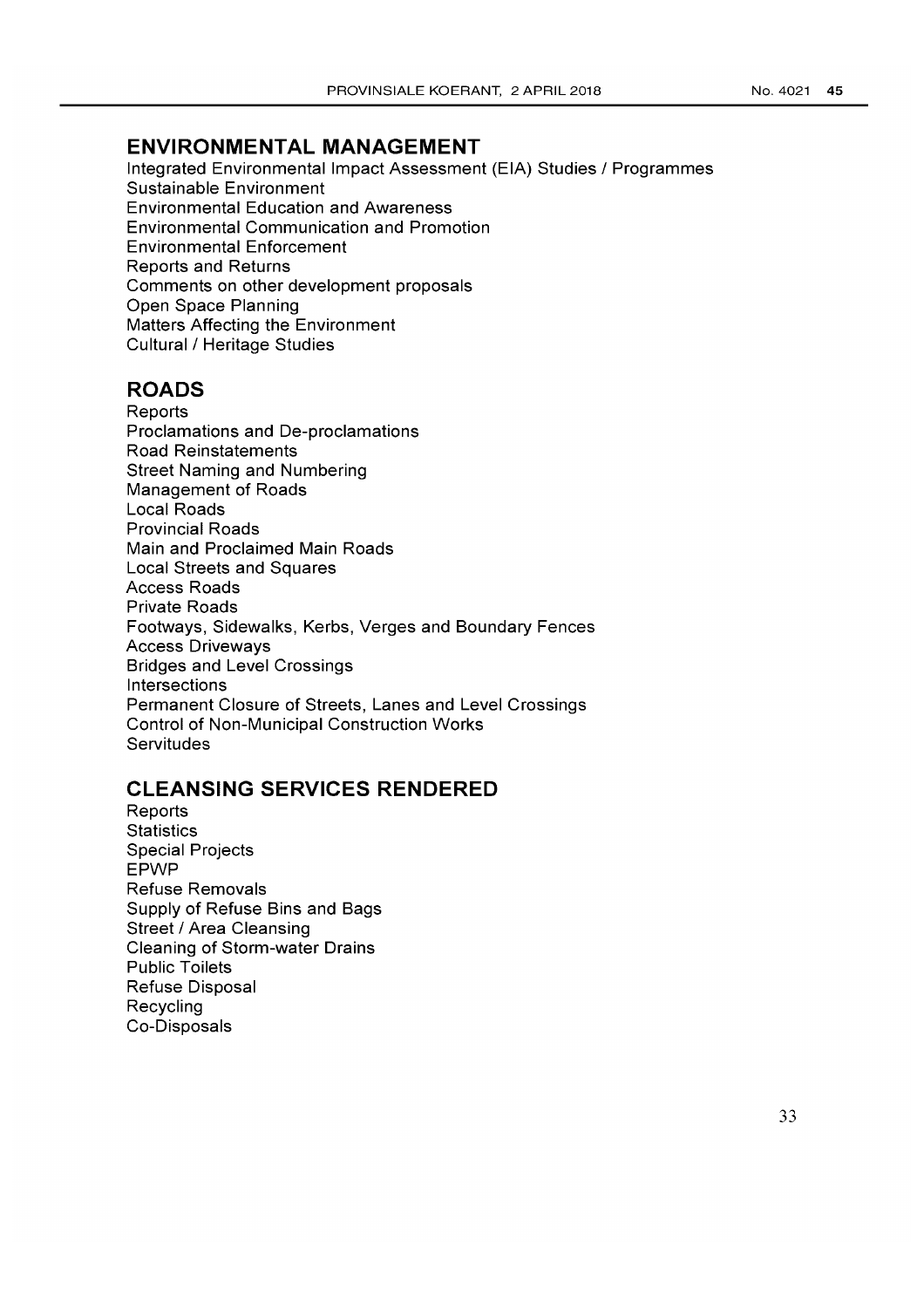## ENVIRONMENTAL MANAGEMENT

Integrated Environmental Impact Assessment (EIA) Studies / Programmes
Sustainable Environment
Environmental Education and Awareness
Environmental Communication and Promotion
Environmental Enforcement
Reports and Returns
Comments on other development proposals
Open Space Planning
Matters Affecting the Environment
Cultural / Heritage Studies

## ROADS

Reports
Proclamations and De-proclamations
Road Reinstatements
Street Naming and Numbering
Management of Roads
Local Roads
Provincial Roads
Main and Proclaimed Main Roads
Local Streets and Squares
Access Roads
Private Roads
Footways, Sidewalks, Kerbs, Verges and Boundary Fences
Access Driveways
Bridges and Level Crossings
Intersections
Permanent Closure of Streets, Lanes and Level Crossings
Control of Non-Municipal Construction Works
Servitudes

## CLEANSING SERVICES RENDERED

Reports
Statistics
Special Projects
EPWP
Refuse Removals
Supply of Refuse Bins and Bags
Street / Area Cleansing
Cleaning of Storm-water Drains
Public Toilets
Refuse Disposal
Recycling
Co-Disposals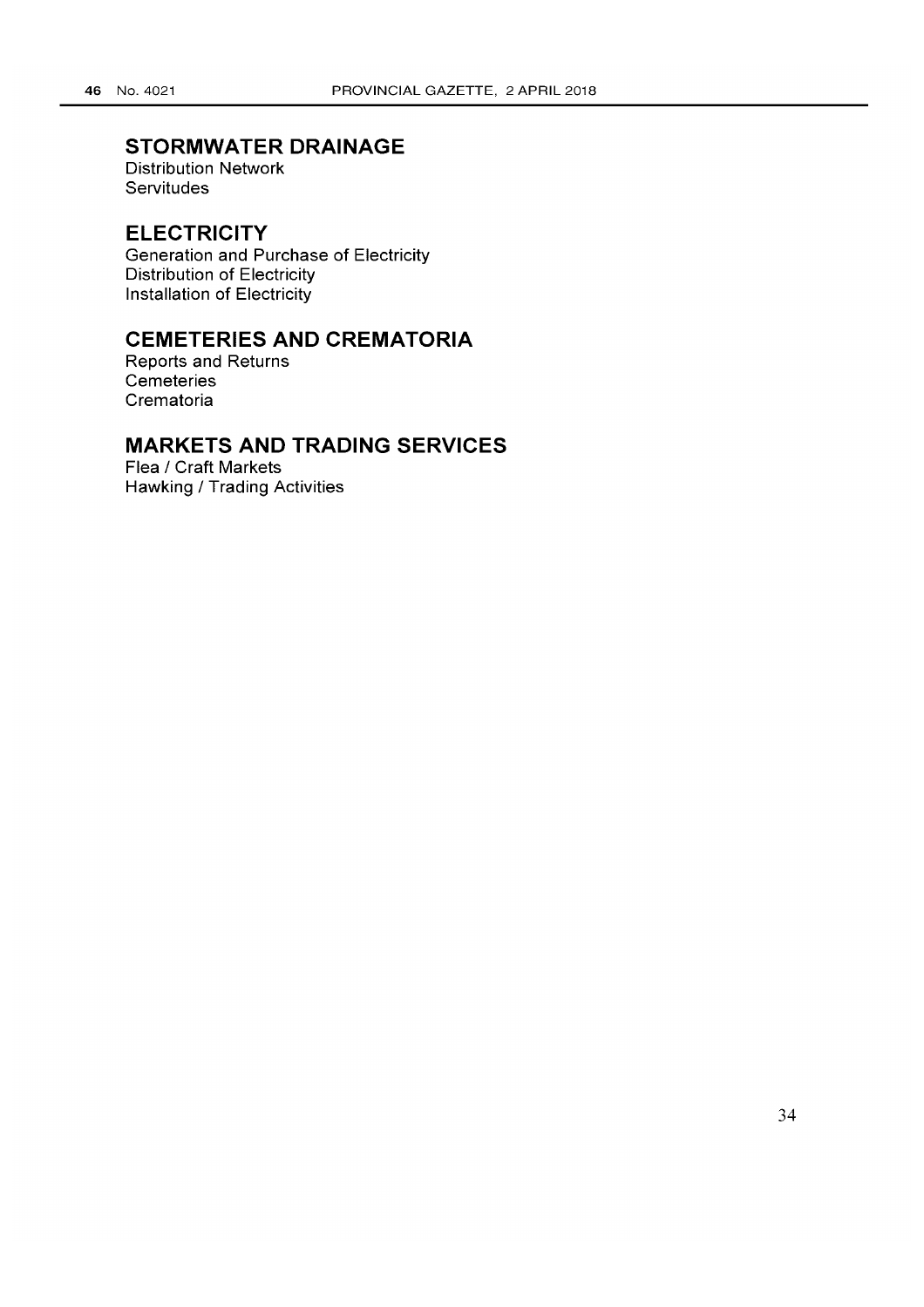## STORMWATER DRAINAGE

Distribution Network
Servitudes

## ELECTRICITY

Generation and Purchase of Electricity
Distribution of Electricity
Installation of Electricity

## CEMETERIES AND CREMATORIA

Reports and Returns
Cemeteries
Crematoria

## MARKETS AND TRADING SERVICES

Flea / Craft Markets
Hawking / Trading Activities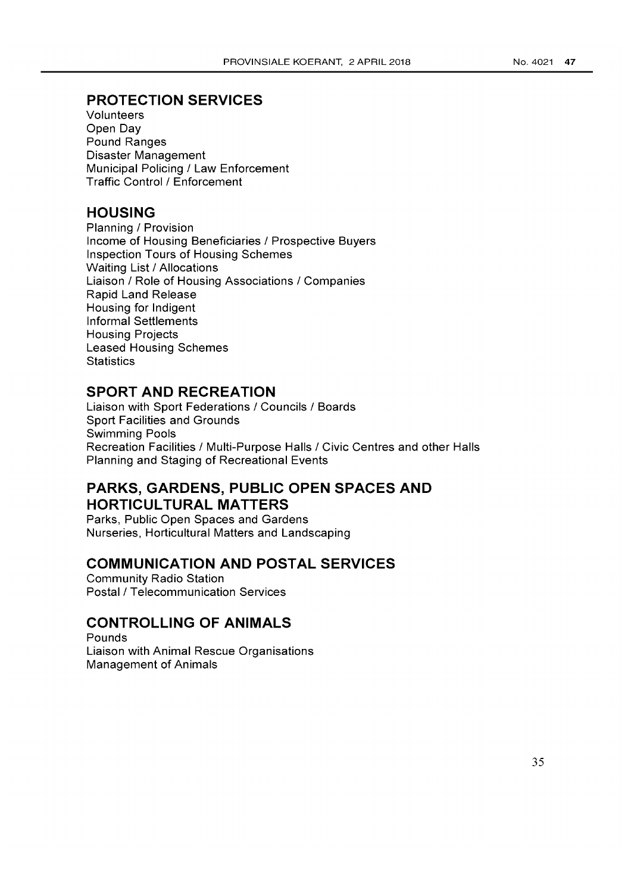## PROTECTION SERVICES

Volunteers
Open Day
Pound Ranges
Disaster Management
Municipal Policing / Law Enforcement
Traffic Control / Enforcement

## HOUSING

Planning / Provision
Income of Housing Beneficiaries / Prospective Buyers
Inspection Tours of Housing Schemes
Waiting List / Allocations
Liaison / Role of Housing Associations / Companies
Rapid Land Release
Housing for Indigent
Informal Settlements
Housing Projects
Leased Housing Schemes
Statistics

## SPORT AND RECREATION

Liaison with Sport Federations / Councils / Boards
Sport Facilities and Grounds
Swimming Pools
Recreation Facilities / Multi-Purpose Halls / Civic Centres and other Halls
Planning and Staging of Recreational Events

## PARKS, GARDENS, PUBLIC OPEN SPACES AND HORTICULTURAL MATTERS

Parks, Public Open Spaces and Gardens
Nurseries, Horticultural Matters and Landscaping

## COMMUNICATION AND POSTAL SERVICES

Community Radio Station
Postal / Telecommunication Services

## CONTROLLING OF ANIMALS

Pounds
Liaison with Animal Rescue Organisations
Management of Animals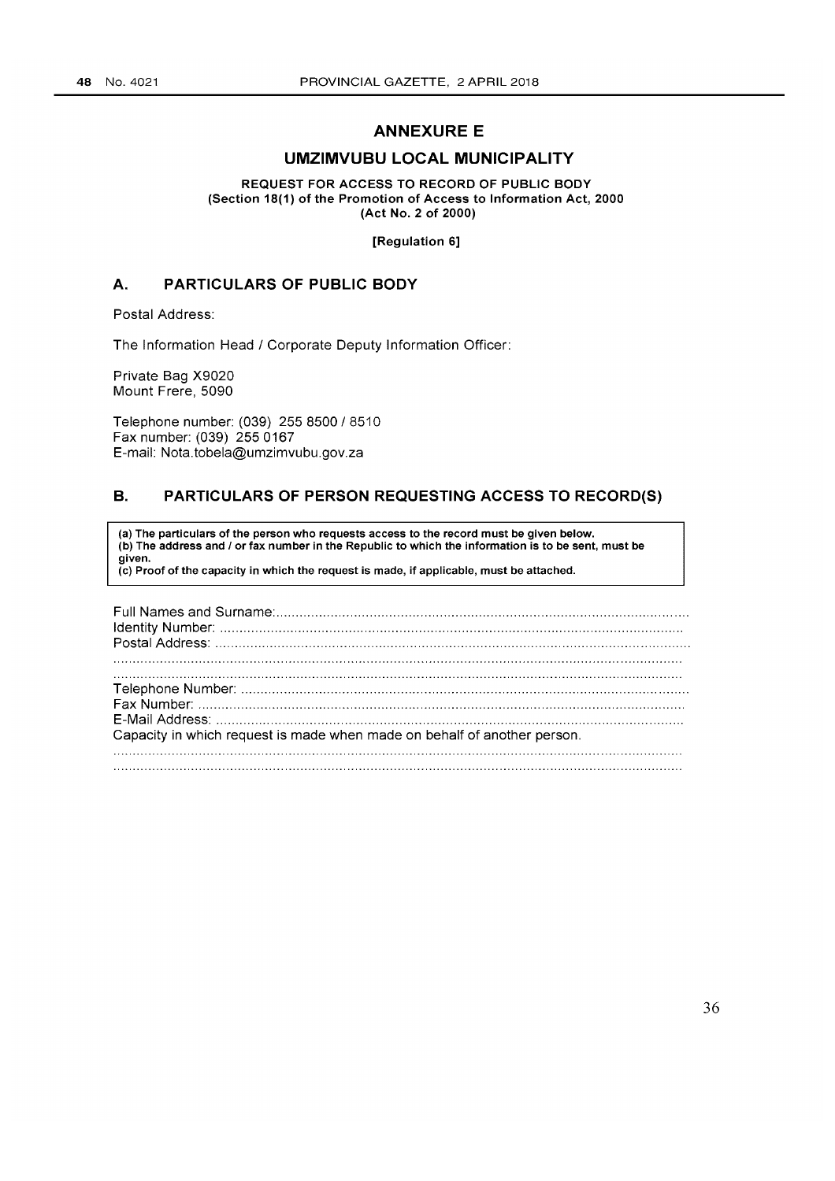# ANNEXURE E

## UMZIMVUBU LOCAL MUNICIPALITY

**REQUEST FOR ACCESS TO RECORD OF PUBLIC BODY**
**(Section 18(1) of the Promotion of Access to Information Act, 2000 (Act No. 2 of 2000)**

**[Regulation 6]**

## A. PARTICULARS OF PUBLIC BODY

Postal Address:

The Information Head / Corporate Deputy Information Officer:

Private Bag X9020
Mount Frere, 5090

Telephone number: (039) 255 8500 / 8510
Fax number: (039) 255 0167
E-mail: Nota.tobela@umzimvubu.gov.za

## B. PARTICULARS OF PERSON REQUESTING ACCESS TO RECORD(S)

**(a) The particulars of the person who requests access to the record must be given below.**
**(b) The address and / or fax number in the Republic to which the information is to be sent, must be given.**
**(c) Proof of the capacity in which the request is made, if applicable, must be attached.**

Full Names and Surname:........................................................................................................
Identity Number: ......................................................................................................................
Postal Address: ........................................................................................................................
..................................................................................................................................................
..................................................................................................................................................
Telephone Number: .................................................................................................................
Fax Number: ............................................................................................................................
E-Mail Address: .......................................................................................................................
Capacity in which request is made when made on behalf of another person.
..................................................................................................................................................
..................................................................................................................................................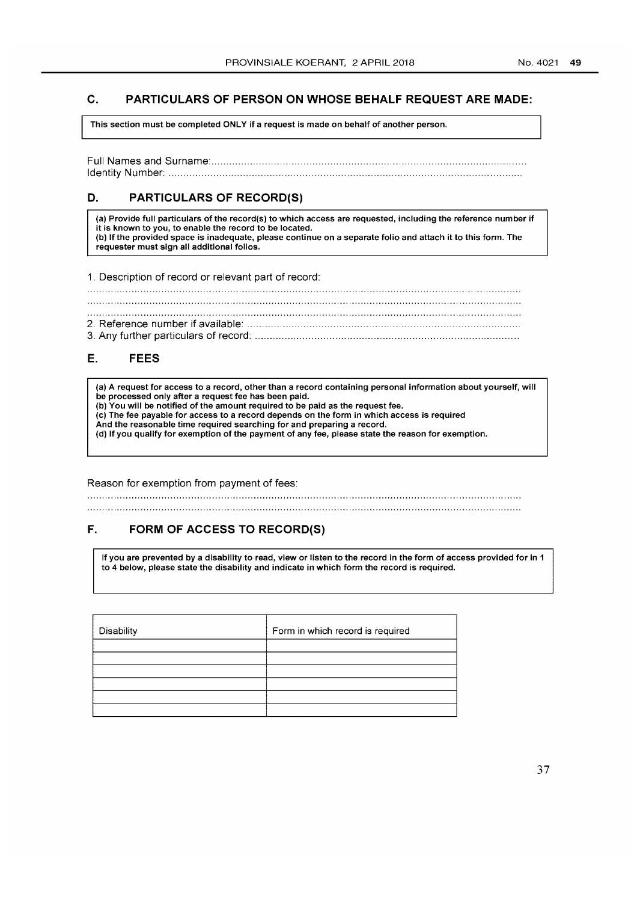## C. PARTICULARS OF PERSON ON WHOSE BEHALF REQUEST ARE MADE:

**This section must be completed ONLY if a request is made on behalf of another person.**

Full Names and Surname:...........................................................................................................
Identity Number: ........................................................................................................................

## D. PARTICULARS OF RECORD(S)

**(a) Provide full particulars of the record(s) to which access are requested, including the reference number if it is known to you, to enable the record to be located.**
**(b) If the provided space is inadequate, please continue on a separate folio and attach it to this form. The requester must sign all additional folios.**

1. Description of record or relevant part of record:
.................................................................................................................................................
.................................................................................................................................................
.................................................................................................................................................
2. Reference number if available: ...........................................................................................
3. Any further particulars of record: ........................................................................................

## E. FEES

**(a) A request for access to a record, other than a record containing personal information about yourself, will be processed only after a request fee has been paid.**
**(b) You will be notified of the amount required to be paid as the request fee.**
**(c) The fee payable for access to a record depends on the form in which access is required And the reasonable time required searching for and preparing a record.**
**(d) If you qualify for exemption of the payment of any fee, please state the reason for exemption.**

Reason for exemption from payment of fees:
.................................................................................................................................................
.................................................................................................................................................

## F. FORM OF ACCESS TO RECORD(S)

**If you are prevented by a disability to read, view or listen to the record in the form of access provided for in 1 to 4 below, please state the disability and indicate in which form the record is required.**

| Disability | Form in which record is required |
|---|---|
| | |
| | |
| | |
| | |
| | |
| | |

37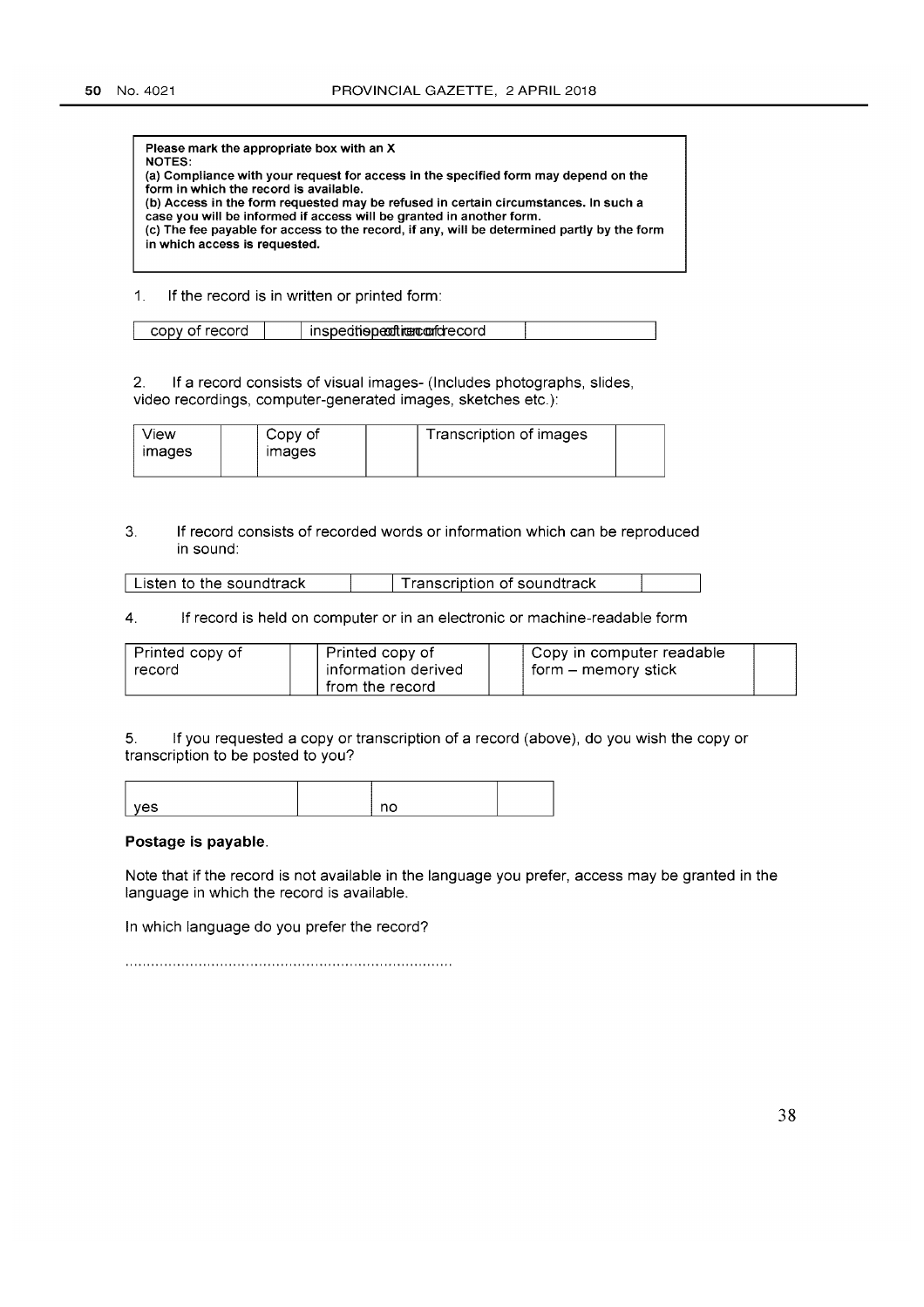**Please mark the appropriate box with an X**
**NOTES:**
**(a) Compliance with your request for access in the specified form may depend on the form in which the record is available.**
**(b) Access in the form requested may be refused in certain circumstances. In such a case you will be informed if access will be granted in another form.**
**(c) The fee payable for access to the record, if any, will be determined partly by the form in which access is requested.**

1. If the record is in written or printed form:

| copy of record | | inspection of record | |
|---|---|---|---|

2. If a record consists of visual images- (Includes photographs, slides, video recordings, computer-generated images, sketches etc.):

| View images | | Copy of images | | Transcription of images | |
|---|---|---|---|---|---|

3. If record consists of recorded words or information which can be reproduced in sound:

| Listen to the soundtrack | | Transcription of soundtrack | |
|---|---|---|---|

4. If record is held on computer or in an electronic or machine-readable form

| Printed copy of record | | Printed copy of information derived from the record | | Copy in computer readable form – memory stick | |
|---|---|---|---|---|---|

5. If you requested a copy or transcription of a record (above), do you wish the copy or transcription to be posted to you?

| yes | | no | |
|---|---|---|---|

**Postage is payable.**

Note that if the record is not available in the language you prefer, access may be granted in the language in which the record is available.

In which language do you prefer the record?

...........................................................................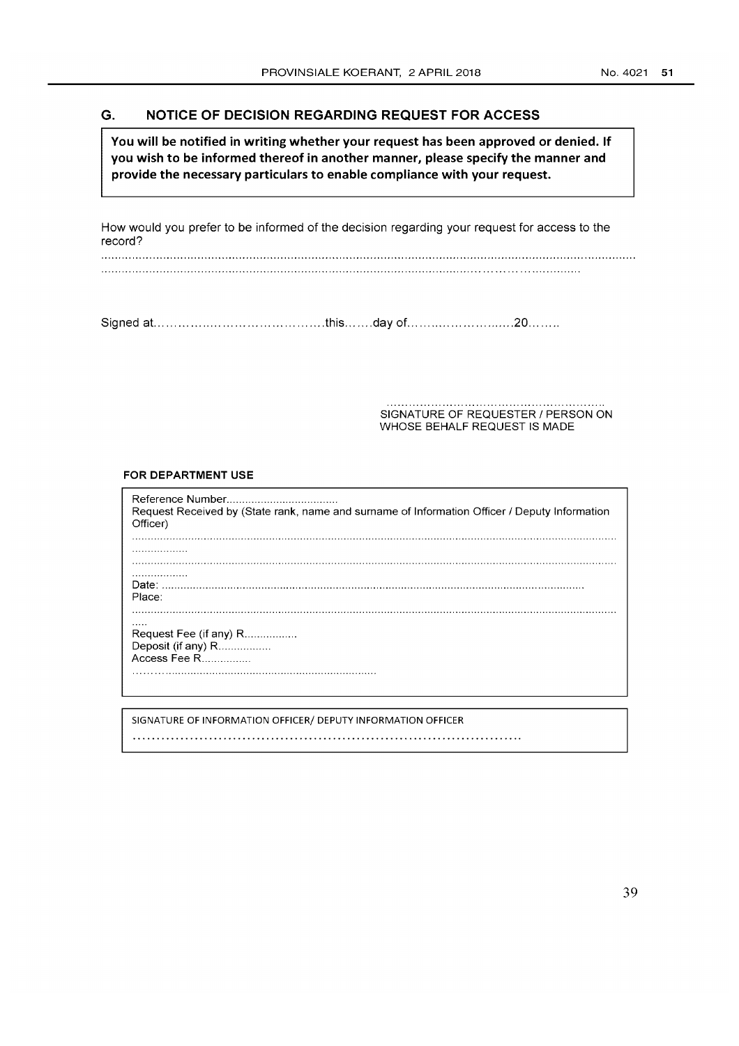## G. NOTICE OF DECISION REGARDING REQUEST FOR ACCESS

**You will be notified in writing whether your request has been approved or denied. If you wish to be informed thereof in another manner, please specify the manner and provide the necessary particulars to enable compliance with your request.**

How would you prefer to be informed of the decision regarding your request for access to the record?

.................................................................................................................................................................

.....................................................................................................................................

Signed at..............................................this.......day of.................................20........

..........................................................
SIGNATURE OF REQUESTER / PERSON ON WHOSE BEHALF REQUEST IS MADE

**FOR DEPARTMENT USE**

Reference Number....................................

Request Received by (State rank, name and surname of Information Officer / Deputy Information Officer)

.................................................................................................................................................................

..................

.................................................................................................................................................................

..................

Date: .......................................................................................................................................

Place:

.................................................................................................................................................................

.....

Request Fee (if any) R.................

Deposit (if any) R.................

Access Fee R................

..........................................................................

SIGNATURE OF INFORMATION OFFICER/ DEPUTY INFORMATION OFFICER

.................................................................................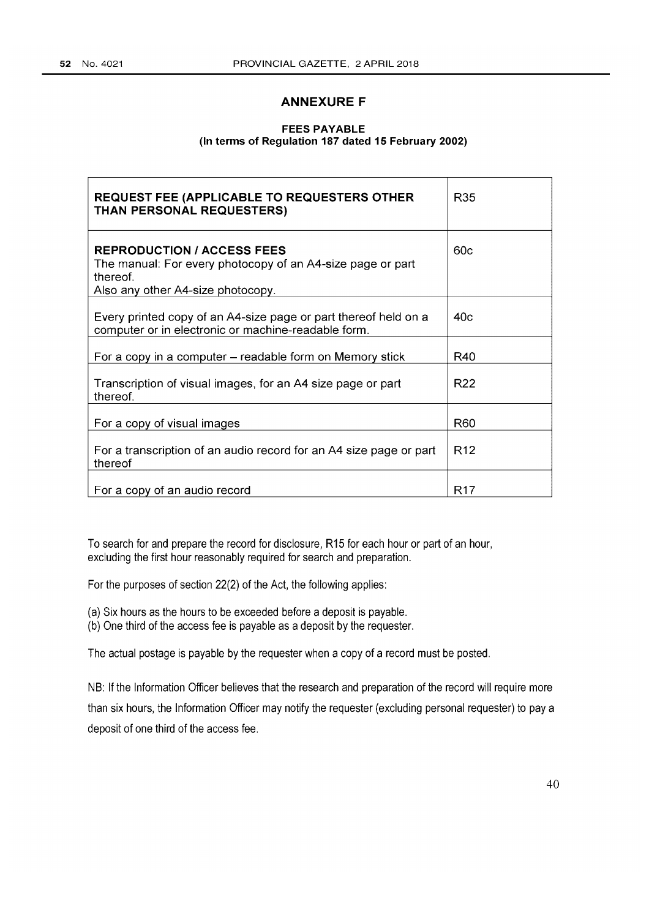## ANNEXURE F

**FEES PAYABLE**
**(In terms of Regulation 187 dated 15 February 2002)**

| **REQUEST FEE (APPLICABLE TO REQUESTERS OTHER THAN PERSONAL REQUESTERS)** | R35 |
|---|---|
| **REPRODUCTION / ACCESS FEES** The manual: For every photocopy of an A4-size page or part thereof. Also any other A4-size photocopy. | 60c |
| Every printed copy of an A4-size page or part thereof held on a computer or in electronic or machine-readable form. | 40c |
| For a copy in a computer – readable form on Memory stick | R40 |
| Transcription of visual images, for an A4 size page or part thereof. | R22 |
| For a copy of visual images | R60 |
| For a transcription of an audio record for an A4 size page or part thereof | R12 |
| For a copy of an audio record | R17 |

To search for and prepare the record for disclosure, R15 for each hour or part of an hour, excluding the first hour reasonably required for search and preparation.

For the purposes of section 22(2) of the Act, the following applies:

(a) Six hours as the hours to be exceeded before a deposit is payable.
(b) One third of the access fee is payable as a deposit by the requester.

The actual postage is payable by the requester when a copy of a record must be posted.

NB: If the Information Officer believes that the research and preparation of the record will require more than six hours, the Information Officer may notify the requester (excluding personal requester) to pay a deposit of one third of the access fee.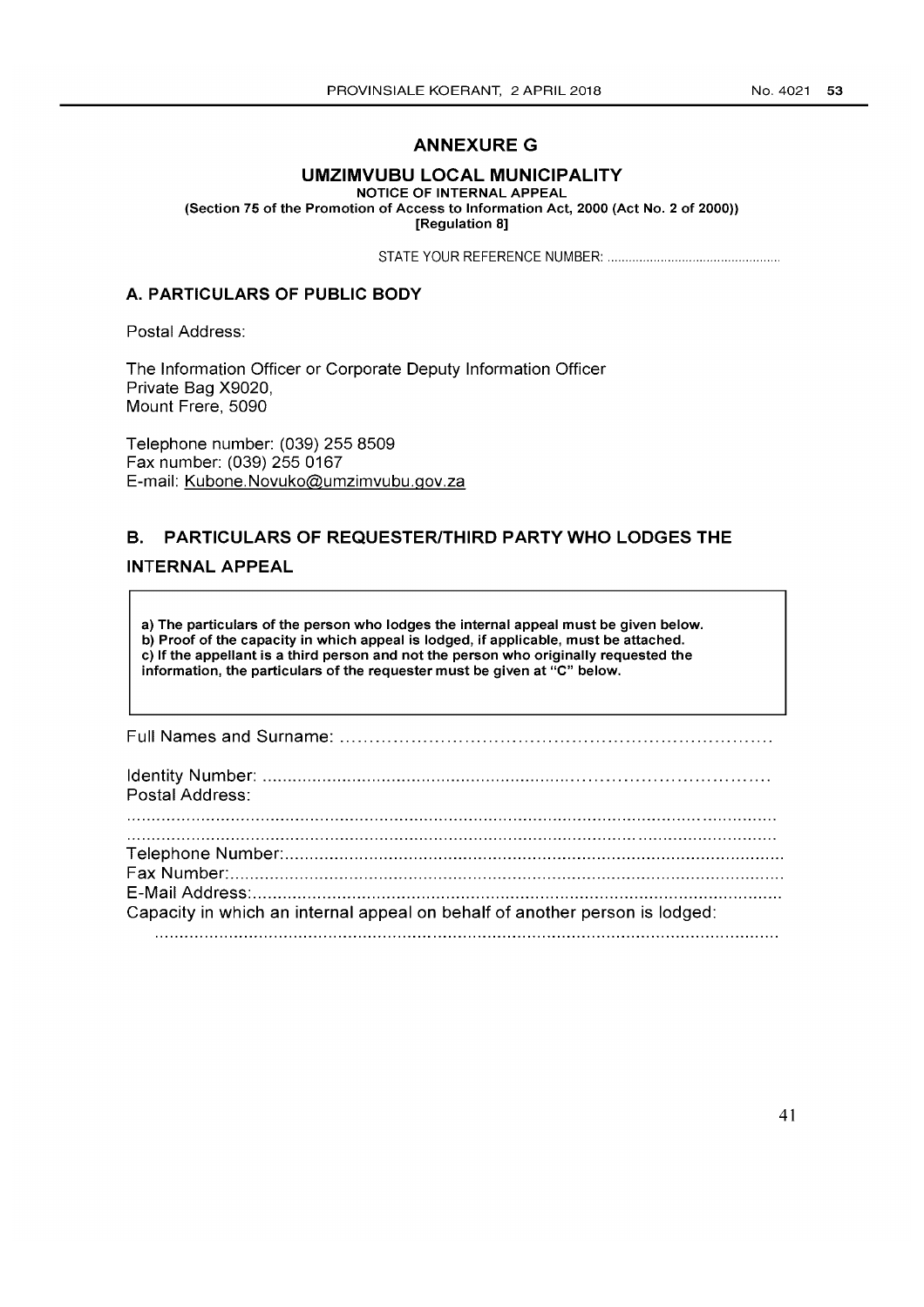# ANNEXURE G

## UMZIMVUBU LOCAL MUNICIPALITY

**NOTICE OF INTERNAL APPEAL**
**(Section 75 of the Promotion of Access to Information Act, 2000 (Act No. 2 of 2000))**
**[Regulation 8]**

STATE YOUR REFERENCE NUMBER: ................................................

### A. PARTICULARS OF PUBLIC BODY

Postal Address:

The Information Officer or Corporate Deputy Information Officer
Private Bag X9020,
Mount Frere, 5090

Telephone number: (039) 255 8509
Fax number: (039) 255 0167
E-mail: Kubone.Novuko@umzimvubu.gov.za

### B. PARTICULARS OF REQUESTER/THIRD PARTY WHO LODGES THE INTERNAL APPEAL

> **a) The particulars of the person who lodges the internal appeal must be given below.**
> **b) Proof of the capacity in which appeal is lodged, if applicable, must be attached.**
> **c) If the appellant is a third person and not the person who originally requested the information, the particulars of the requester must be given at "C" below.**

Full Names and Surname: ......................................................................

Identity Number: ......................................................................................
Postal Address:
.......................................................................................................................
.......................................................................................................................
Telephone Number:..........................................................................................
Fax Number:....................................................................................................
E-Mail Address:................................................................................................
Capacity in which an internal appeal on behalf of another person is lodged:
.......................................................................................................................

41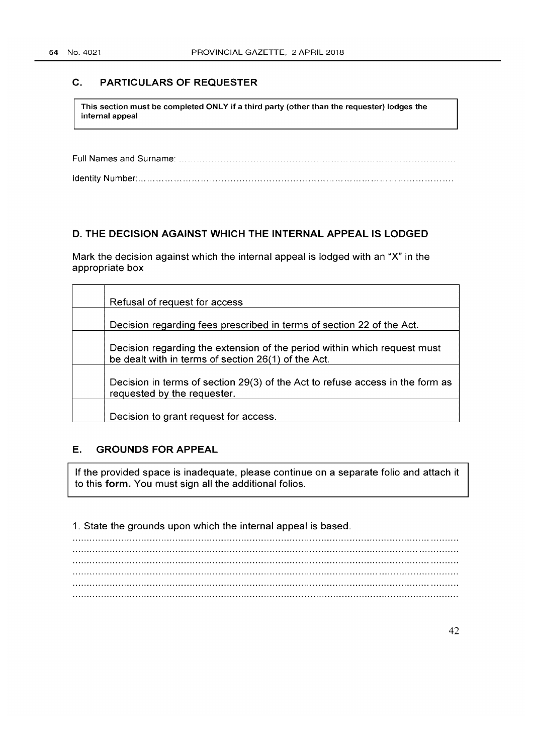## C. PARTICULARS OF REQUESTER

**This section must be completed ONLY if a third party (other than the requester) lodges the internal appeal**

Full Names and Surname: ……………………………………………………………………………………

Identity Number:……………………………………………………………………………………………

## D. THE DECISION AGAINST WHICH THE INTERNAL APPEAL IS LODGED

Mark the decision against which the internal appeal is lodged with an "X" in the appropriate box

| | |
|---|---|
| | Refusal of request for access |
| | Decision regarding fees prescribed in terms of section 22 of the Act. |
| | Decision regarding the extension of the period within which request must be dealt with in terms of section 26(1) of the Act. |
| | Decision in terms of section 29(3) of the Act to refuse access in the form as requested by the requester. |
| | Decision to grant request for access. |

## E. GROUNDS FOR APPEAL

If the provided space is inadequate, please continue on a separate folio and attach it to this **form.** You must sign all the additional folios.

1. State the grounds upon which the internal appeal is based.

……………………………………………………………………………………………………………
……………………………………………………………………………………………………………
……………………………………………………………………………………………………………
……………………………………………………………………………………………………………
……………………………………………………………………………………………………………
……………………………………………………………………………………………………………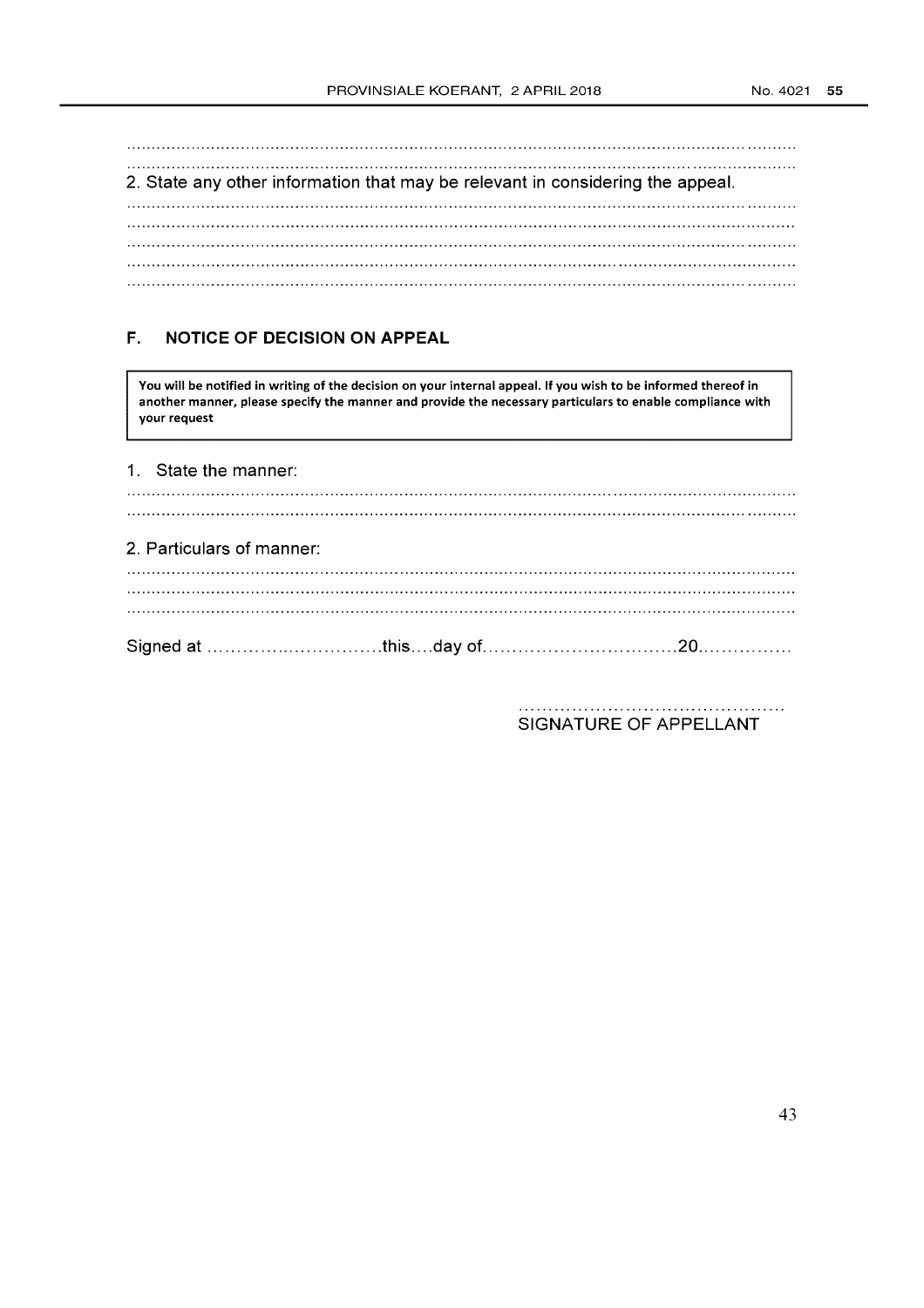.............................................................................................................................................

.............................................................................................................................................

2. State any other information that may be relevant in considering the appeal.

.............................................................................................................................................

.............................................................................................................................................

.............................................................................................................................................

.............................................................................................................................................

.............................................................................................................................................

### F. NOTICE OF DECISION ON APPEAL

> **You will be notified in writing of the decision on your internal appeal. If you wish to be informed thereof in another manner, please specify the manner and provide the necessary particulars to enable compliance with your request**

1. State the manner:

.............................................................................................................................................

.............................................................................................................................................

2. Particulars of manner:

.............................................................................................................................................

.............................................................................................................................................

.............................................................................................................................................

Signed at ..............................this....day of...............................20...............

...........................................

SIGNATURE OF APPELLANT

43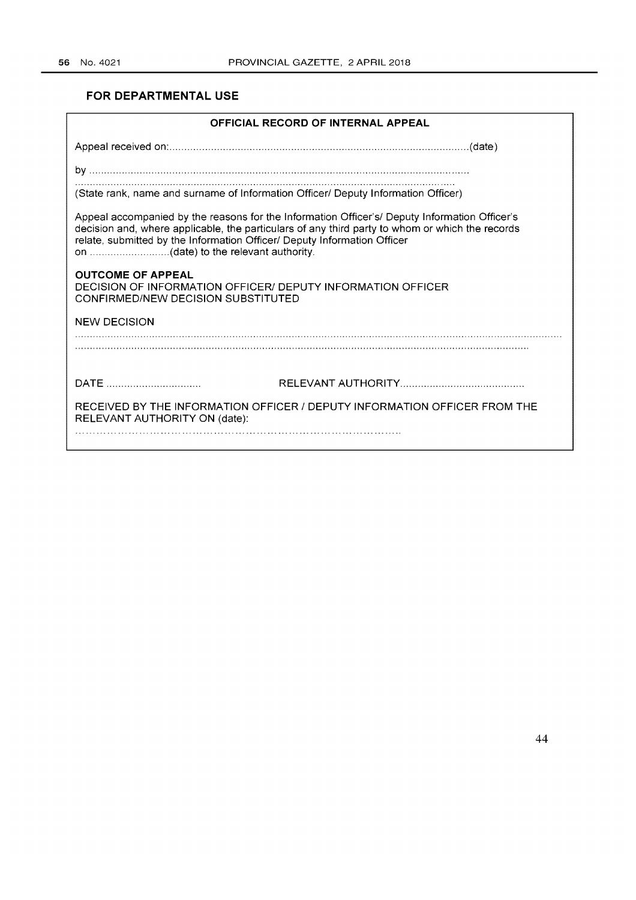**FOR DEPARTMENTAL USE**

**OFFICIAL RECORD OF INTERNAL APPEAL**

Appeal received on:..........................................................................................................(date)

by ................................................................................................................................

................................................................................................................................
(State rank, name and surname of Information Officer/ Deputy Information Officer)

Appeal accompanied by the reasons for the Information Officer's/ Deputy Information Officer's decision and, where applicable, the particulars of any third party to whom or which the records relate, submitted by the Information Officer/ Deputy Information Officer on ..........................(date) to the relevant authority.

**OUTCOME OF APPEAL**
DECISION OF INFORMATION OFFICER/ DEPUTY INFORMATION OFFICER CONFIRMED/NEW DECISION SUBSTITUTED

NEW DECISION

................................................................................................................................................................

................................................................................................................................................................

DATE ................................ RELEVANT AUTHORITY.........................................

RECEIVED BY THE INFORMATION OFFICER / DEPUTY INFORMATION OFFICER FROM THE RELEVANT AUTHORITY ON (date):

..........................................................................................